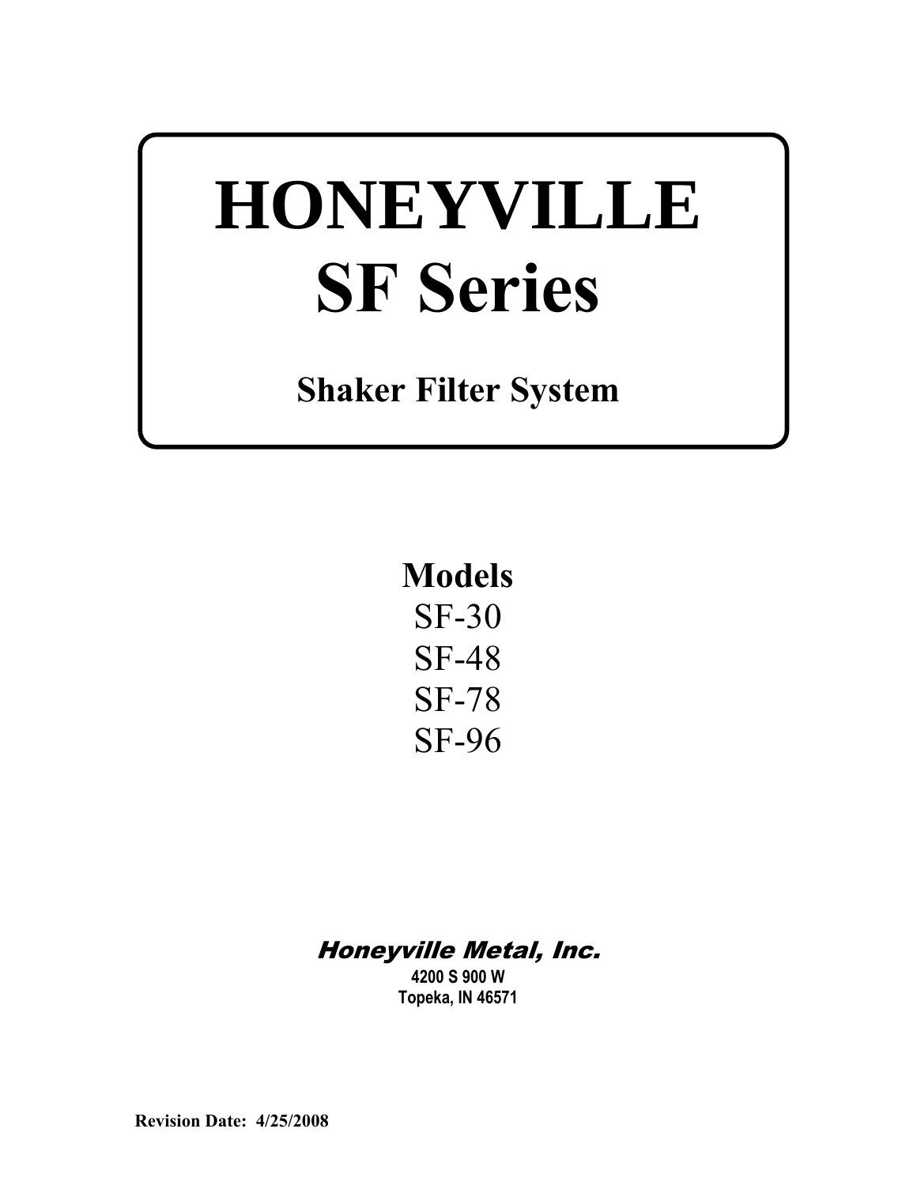# HONEYVILLE
# SF Series

## Shaker Filter System

**Models**

SF-30
SF-48
SF-78
SF-96

***Honeyville Metal, Inc.***

**4200 S 900 W**
**Topeka, IN 46571**

**Revision Date: 4/25/2008**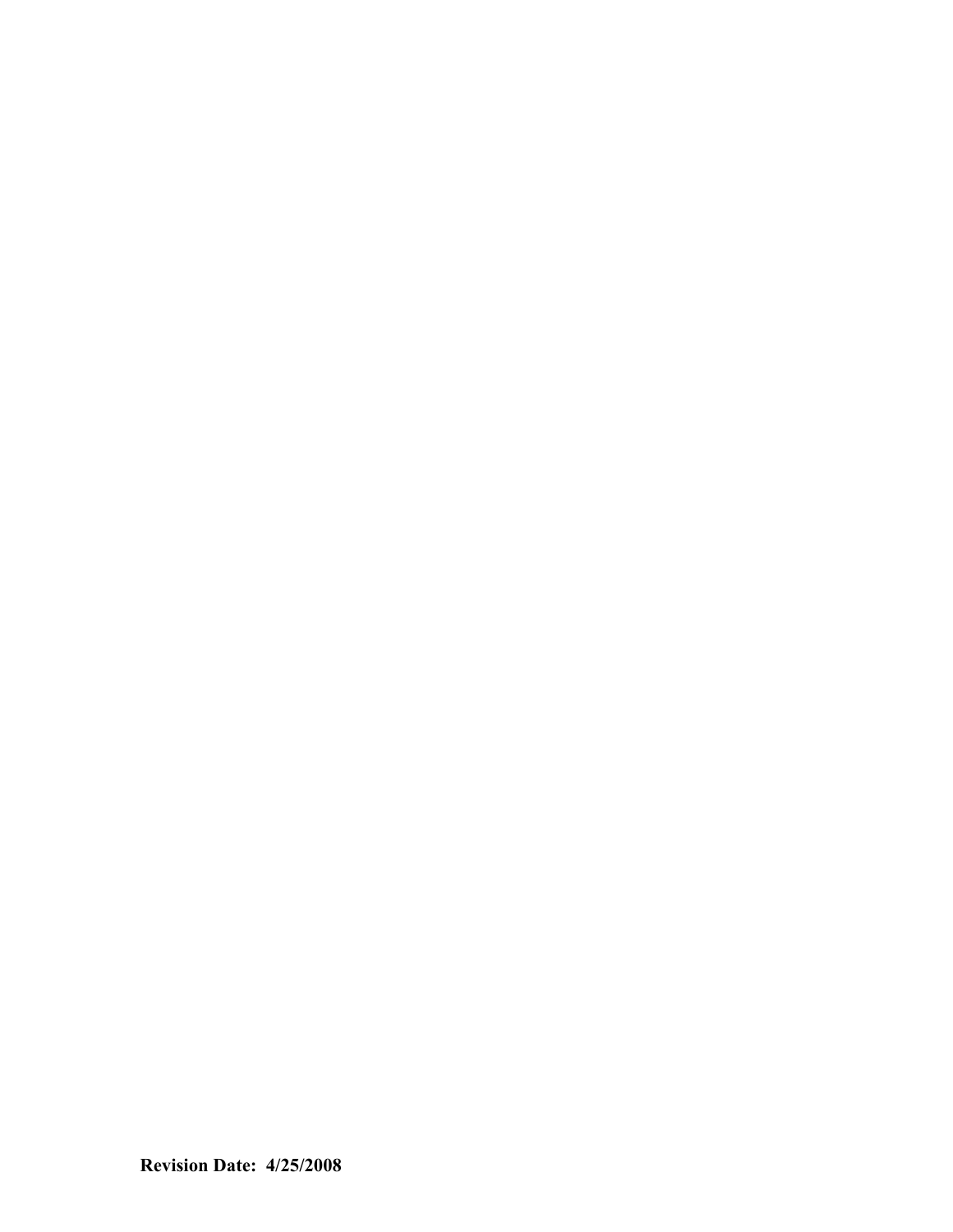**Revision Date: 4/25/2008**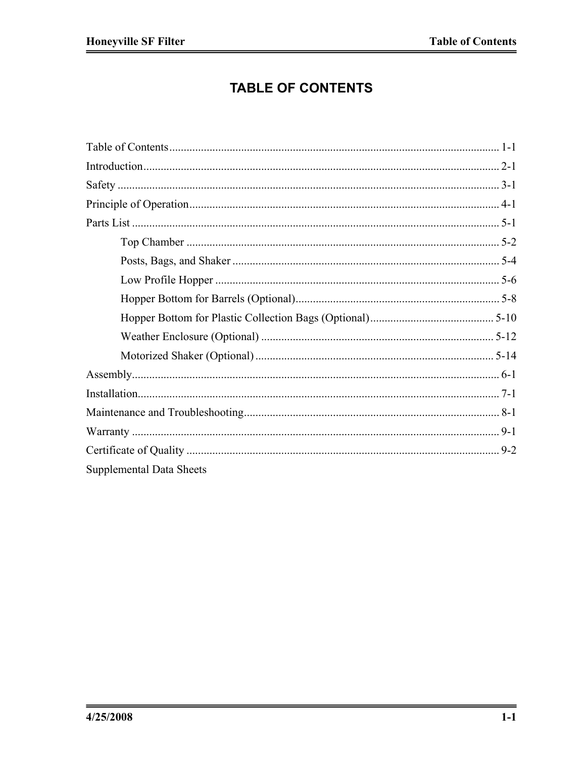# TABLE OF CONTENTS

| | |
|---|---|
| Table of Contents | 1-1 |
| Introduction | 2-1 |
| Safety | 3-1 |
| Principle of Operation | 4-1 |
| Parts List | 5-1 |
| Top Chamber | 5-2 |
| Posts, Bags, and Shaker | 5-4 |
| Low Profile Hopper | 5-6 |
| Hopper Bottom for Barrels (Optional) | 5-8 |
| Hopper Bottom for Plastic Collection Bags (Optional) | 5-10 |
| Weather Enclosure (Optional) | 5-12 |
| Motorized Shaker (Optional) | 5-14 |
| Assembly | 6-1 |
| Installation | 7-1 |
| Maintenance and Troubleshooting | 8-1 |
| Warranty | 9-1 |
| Certificate of Quality | 9-2 |
| Supplemental Data Sheets | |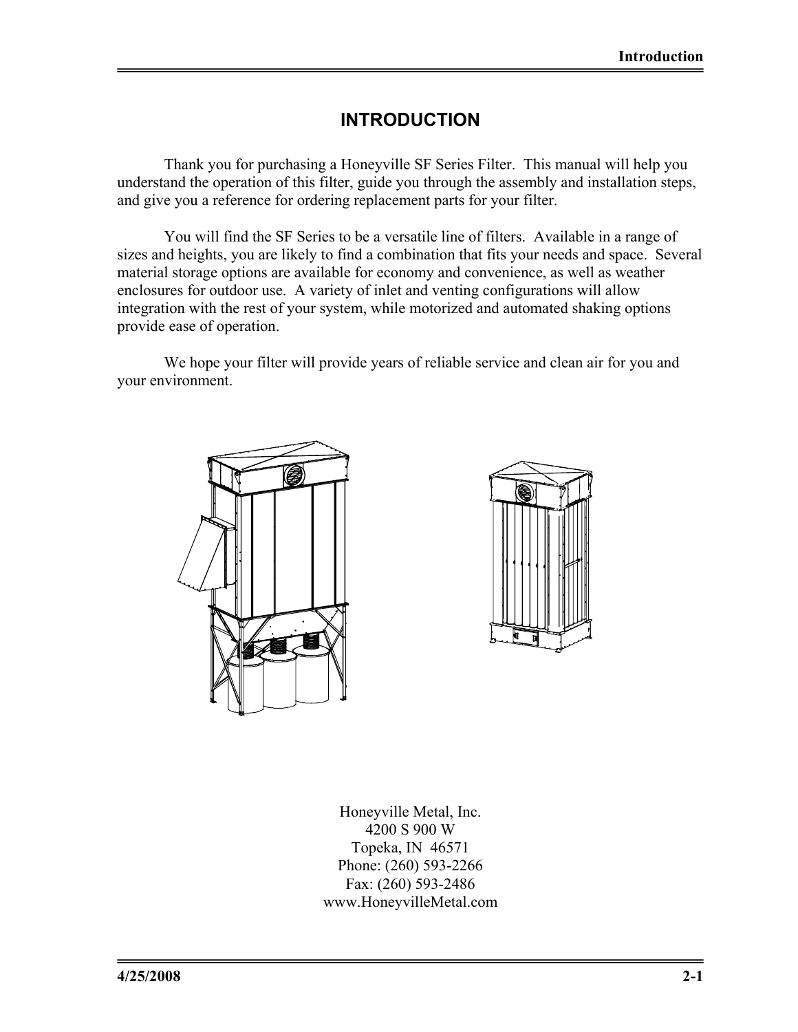# INTRODUCTION

Thank you for purchasing a Honeyville SF Series Filter. This manual will help you understand the operation of this filter, guide you through the assembly and installation steps, and give you a reference for ordering replacement parts for your filter.

You will find the SF Series to be a versatile line of filters. Available in a range of sizes and heights, you are likely to find a combination that fits your needs and space. Several material storage options are available for economy and convenience, as well as weather enclosures for outdoor use. A variety of inlet and venting configurations will allow integration with the rest of your system, while motorized and automated shaking options provide ease of operation.

We hope your filter will provide years of reliable service and clean air for you and your environment.

Honeyville Metal, Inc.
4200 S 900 W
Topeka, IN 46571
Phone: (260) 593-2266
Fax: (260) 593-2486
www.HoneyvilleMetal.com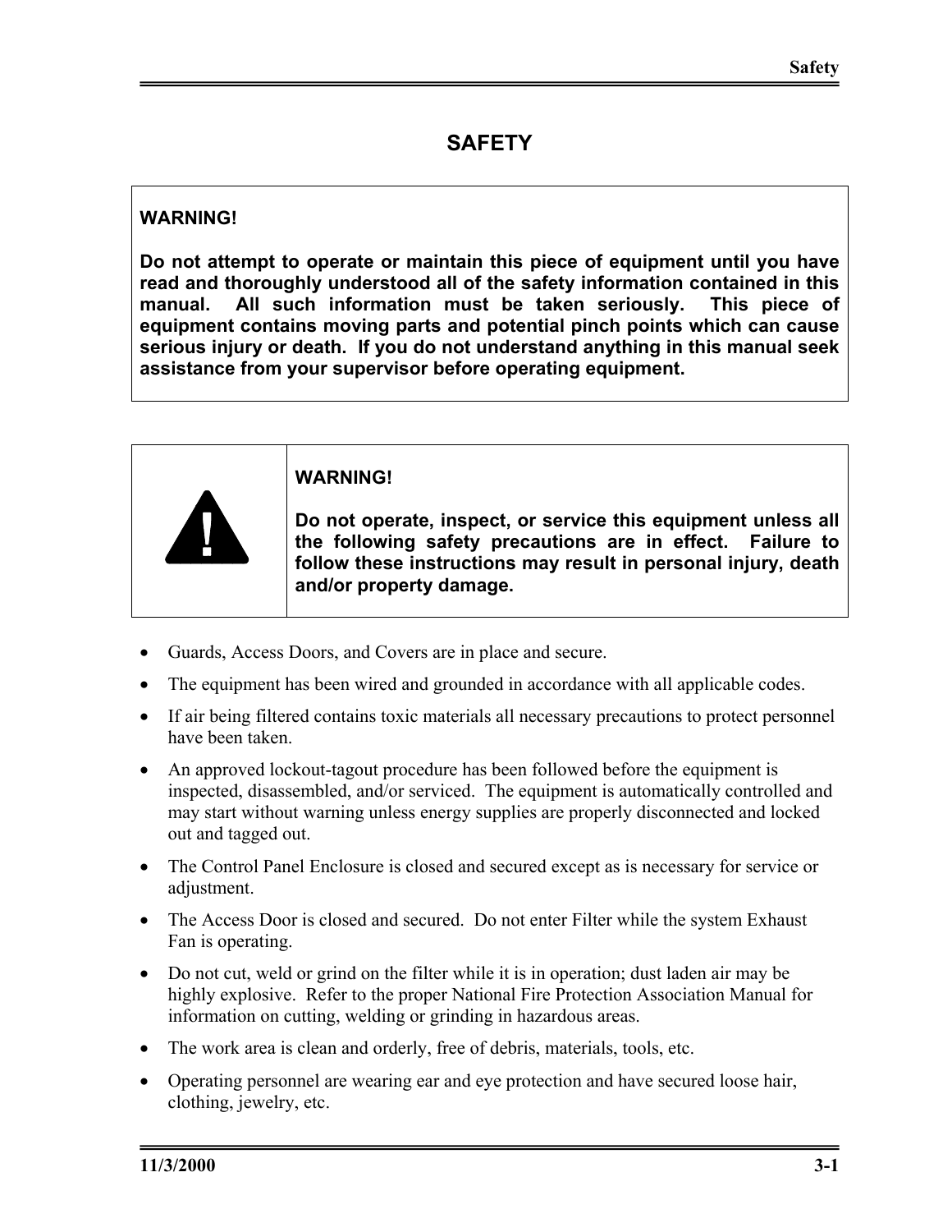# SAFETY

**WARNING!**

**Do not attempt to operate or maintain this piece of equipment until you have read and thoroughly understood all of the safety information contained in this manual. All such information must be taken seriously. This piece of equipment contains moving parts and potential pinch points which can cause serious injury or death. If you do not understand anything in this manual seek assistance from your supervisor before operating equipment.**

**WARNING!**

**Do not operate, inspect, or service this equipment unless all the following safety precautions are in effect. Failure to follow these instructions may result in personal injury, death and/or property damage.**

- Guards, Access Doors, and Covers are in place and secure.
- The equipment has been wired and grounded in accordance with all applicable codes.
- If air being filtered contains toxic materials all necessary precautions to protect personnel have been taken.
- An approved lockout-tagout procedure has been followed before the equipment is inspected, disassembled, and/or serviced. The equipment is automatically controlled and may start without warning unless energy supplies are properly disconnected and locked out and tagged out.
- The Control Panel Enclosure is closed and secured except as is necessary for service or adjustment.
- The Access Door is closed and secured. Do not enter Filter while the system Exhaust Fan is operating.
- Do not cut, weld or grind on the filter while it is in operation; dust laden air may be highly explosive. Refer to the proper National Fire Protection Association Manual for information on cutting, welding or grinding in hazardous areas.
- The work area is clean and orderly, free of debris, materials, tools, etc.
- Operating personnel are wearing ear and eye protection and have secured loose hair, clothing, jewelry, etc.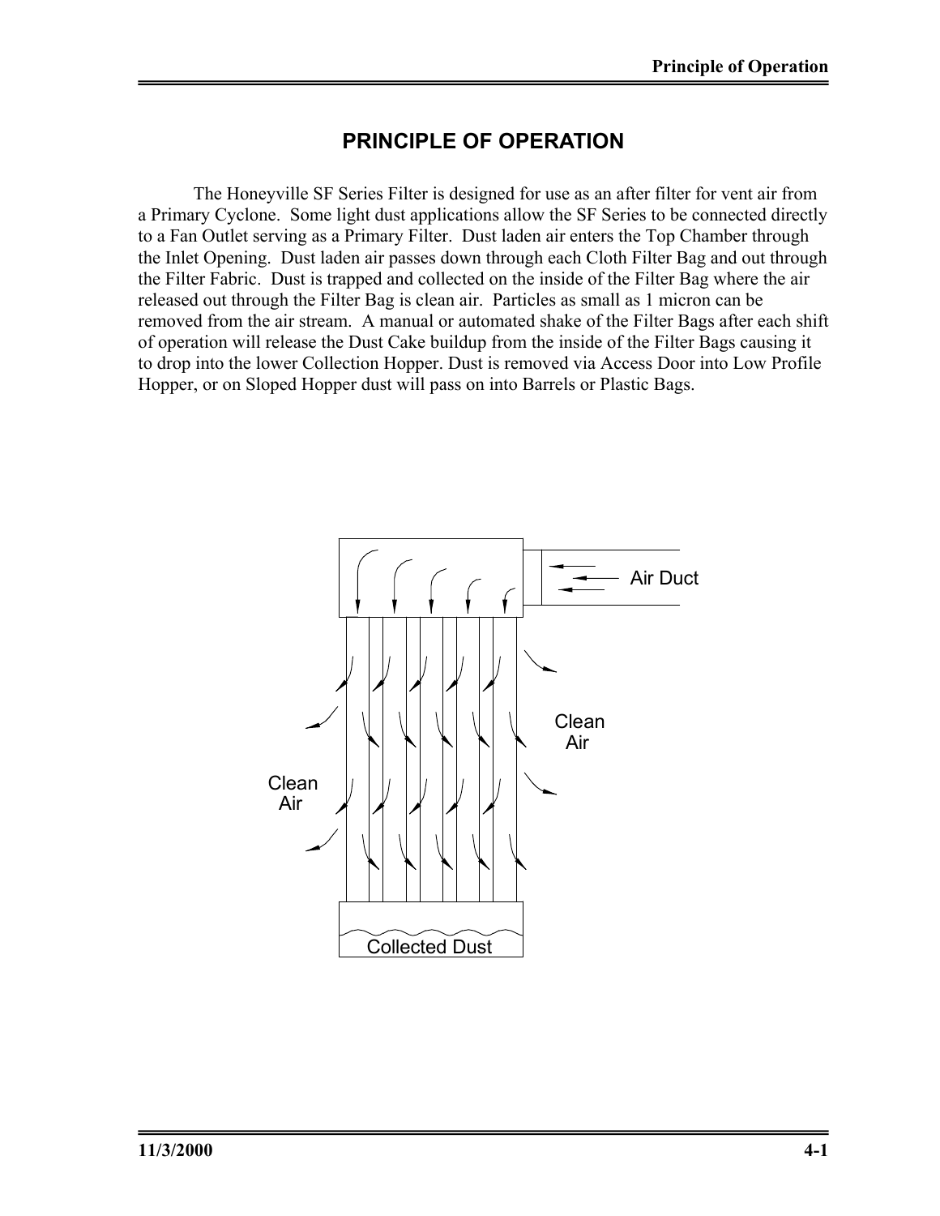# PRINCIPLE OF OPERATION

The Honeyville SF Series Filter is designed for use as an after filter for vent air from a Primary Cyclone. Some light dust applications allow the SF Series to be connected directly to a Fan Outlet serving as a Primary Filter. Dust laden air enters the Top Chamber through the Inlet Opening. Dust laden air passes down through each Cloth Filter Bag and out through the Filter Fabric. Dust is trapped and collected on the inside of the Filter Bag where the air released out through the Filter Bag is clean air. Particles as small as 1 micron can be removed from the air stream. A manual or automated shake of the Filter Bags after each shift of operation will release the Dust Cake buildup from the inside of the Filter Bags causing it to drop into the lower Collection Hopper. Dust is removed via Access Door into Low Profile Hopper, or on Sloped Hopper dust will pass on into Barrels or Plastic Bags.

Air Duct

Clean Air

Clean Air

Collected Dust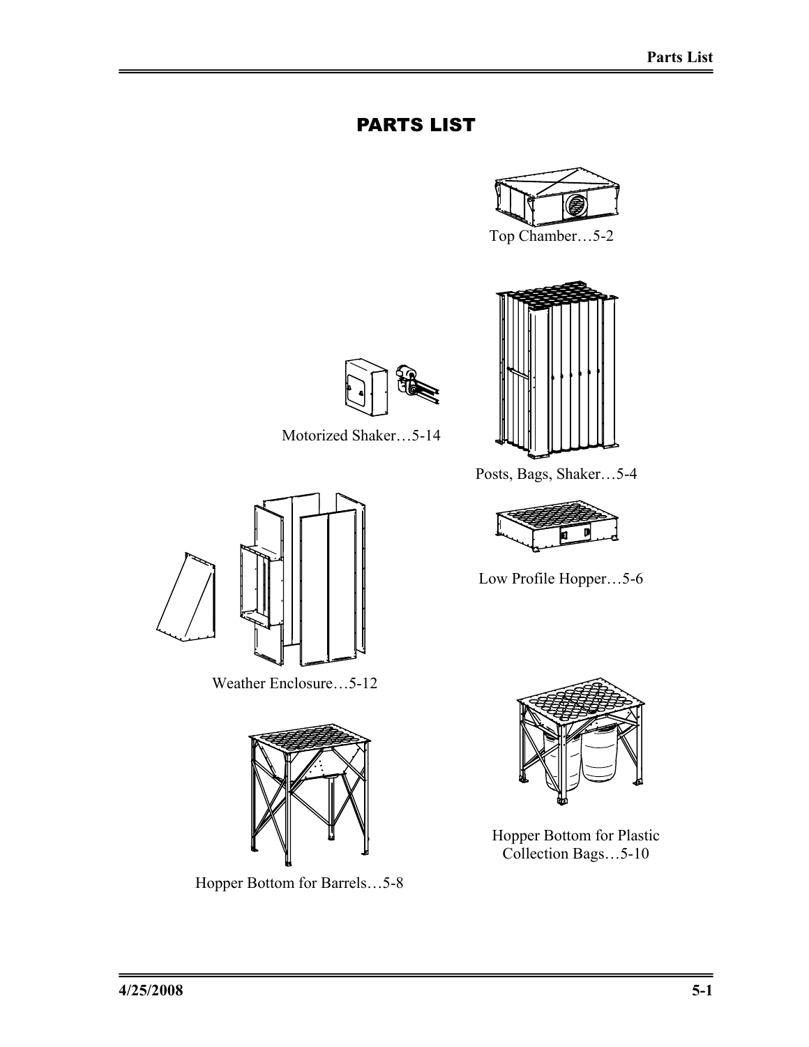# PARTS LIST

Top Chamber…5-2

Motorized Shaker…5-14

Posts, Bags, Shaker…5-4

Low Profile Hopper…5-6

Weather Enclosure…5-12

Hopper Bottom for Barrels…5-8

Hopper Bottom for Plastic Collection Bags…5-10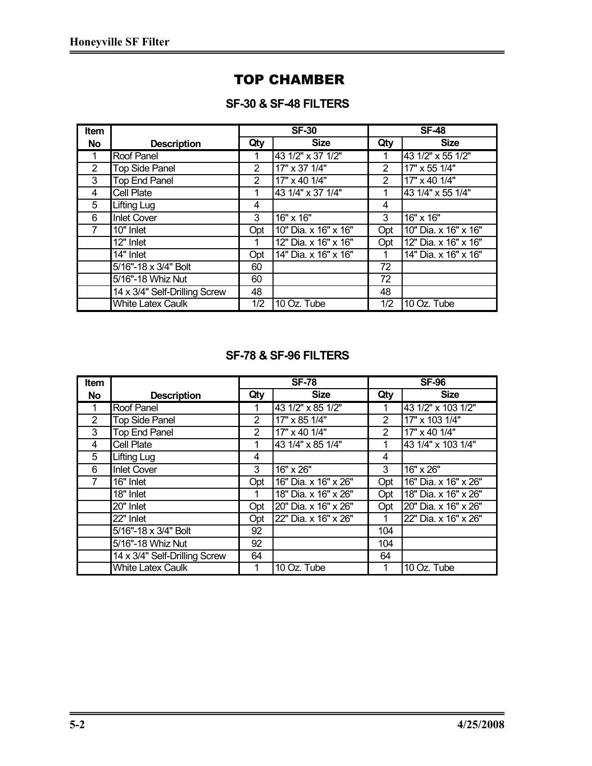# TOP CHAMBER

## SF-30 & SF-48 FILTERS

| Item No | Description | SF-30 | | SF-48 | |
|---|---|---|---|---|---|
| | | Qty | Size | Qty | Size |
| 1 | Roof Panel | 1 | 43 1/2" x 37 1/2" | 1 | 43 1/2" x 55 1/2" |
| 2 | Top Side Panel | 2 | 17" x 37 1/4" | 2 | 17" x 55 1/4" |
| 3 | Top End Panel | 2 | 17" x 40 1/4" | 2 | 17" x 40 1/4" |
| 4 | Cell Plate | 1 | 43 1/4" x 37 1/4" | 1 | 43 1/4" x 55 1/4" |
| 5 | Lifting Lug | 4 | | 4 | |
| 6 | Inlet Cover | 3 | 16" x 16" | 3 | 16" x 16" |
| 7 | 10" Inlet | Opt | 10" Dia. x 16" x 16" | Opt | 10" Dia. x 16" x 16" |
| | 12" Inlet | 1 | 12" Dia. x 16" x 16" | Opt | 12" Dia. x 16" x 16" |
| | 14" Inlet | Opt | 14" Dia. x 16" x 16" | 1 | 14" Dia. x 16" x 16" |
| | 5/16"-18 x 3/4" Bolt | 60 | | 72 | |
| | 5/16"-18 Whiz Nut | 60 | | 72 | |
| | 14 x 3/4" Self-Drilling Screw | 48 | | 48 | |
| | White Latex Caulk | 1/2 | 10 Oz. Tube | 1/2 | 10 Oz. Tube |

## SF-78 & SF-96 FILTERS

| Item No | Description | SF-78 | | SF-96 | |
|---|---|---|---|---|---|
| | | Qty | Size | Qty | Size |
| 1 | Roof Panel | 1 | 43 1/2" x 85 1/2" | 1 | 43 1/2" x 103 1/2" |
| 2 | Top Side Panel | 2 | 17" x 85 1/4" | 2 | 17" x 103 1/4" |
| 3 | Top End Panel | 2 | 17" x 40 1/4" | 2 | 17" x 40 1/4" |
| 4 | Cell Plate | 1 | 43 1/4" x 85 1/4" | 1 | 43 1/4" x 103 1/4" |
| 5 | Lifting Lug | 4 | | 4 | |
| 6 | Inlet Cover | 3 | 16" x 26" | 3 | 16" x 26" |
| 7 | 16" Inlet | Opt | 16" Dia. x 16" x 26" | Opt | 16" Dia. x 16" x 26" |
| | 18" Inlet | 1 | 18" Dia. x 16" x 26" | Opt | 18" Dia. x 16" x 26" |
| | 20" Inlet | Opt | 20" Dia. x 16" x 26" | Opt | 20" Dia. x 16" x 26" |
| | 22" Inlet | Opt | 22" Dia. x 16" x 26" | 1 | 22" Dia. x 16" x 26" |
| | 5/16"-18 x 3/4" Bolt | 92 | | 104 | |
| | 5/16"-18 Whiz Nut | 92 | | 104 | |
| | 14 x 3/4" Self-Drilling Screw | 64 | | 64 | |
| | White Latex Caulk | 1 | 10 Oz. Tube | 1 | 10 Oz. Tube |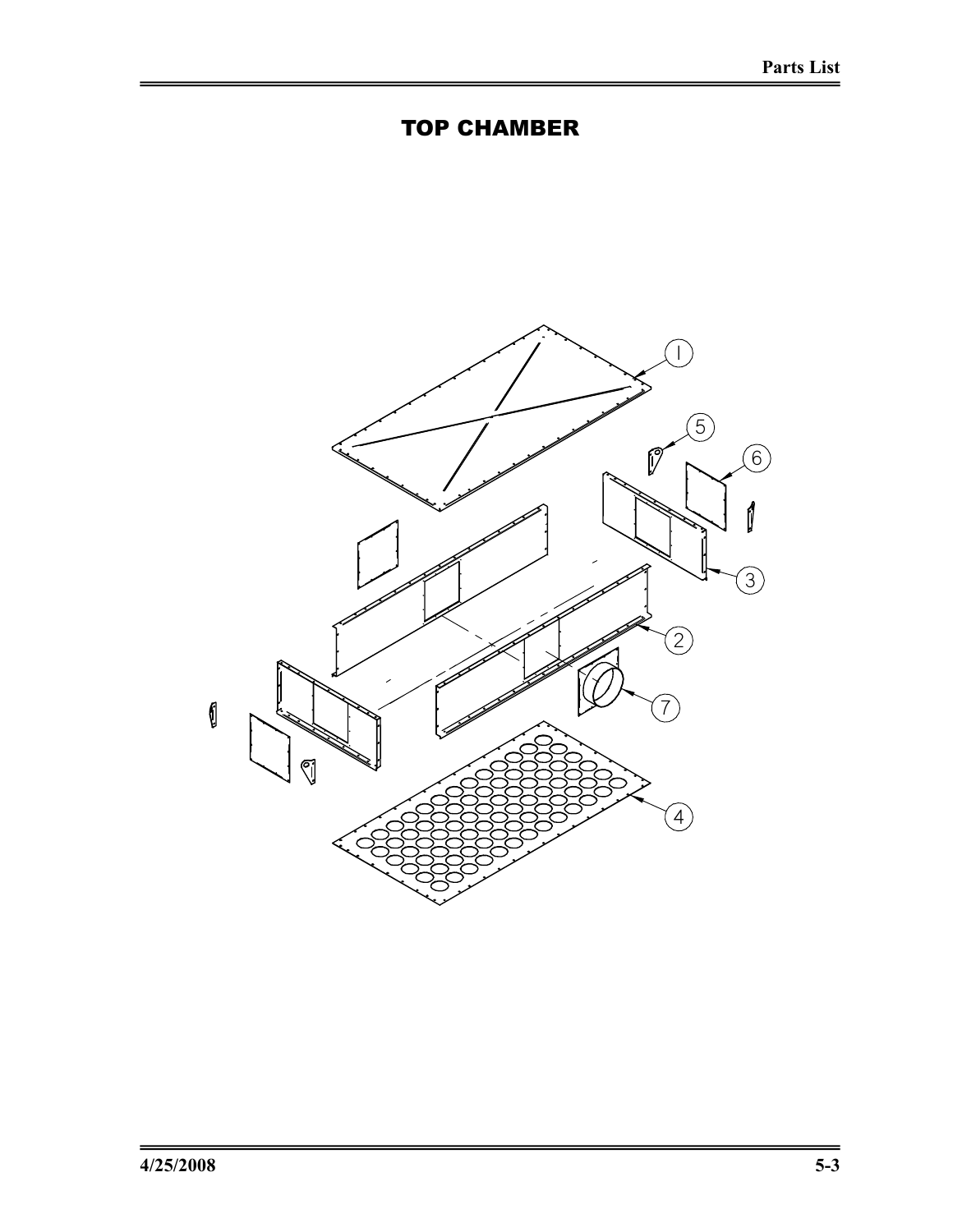# TOP CHAMBER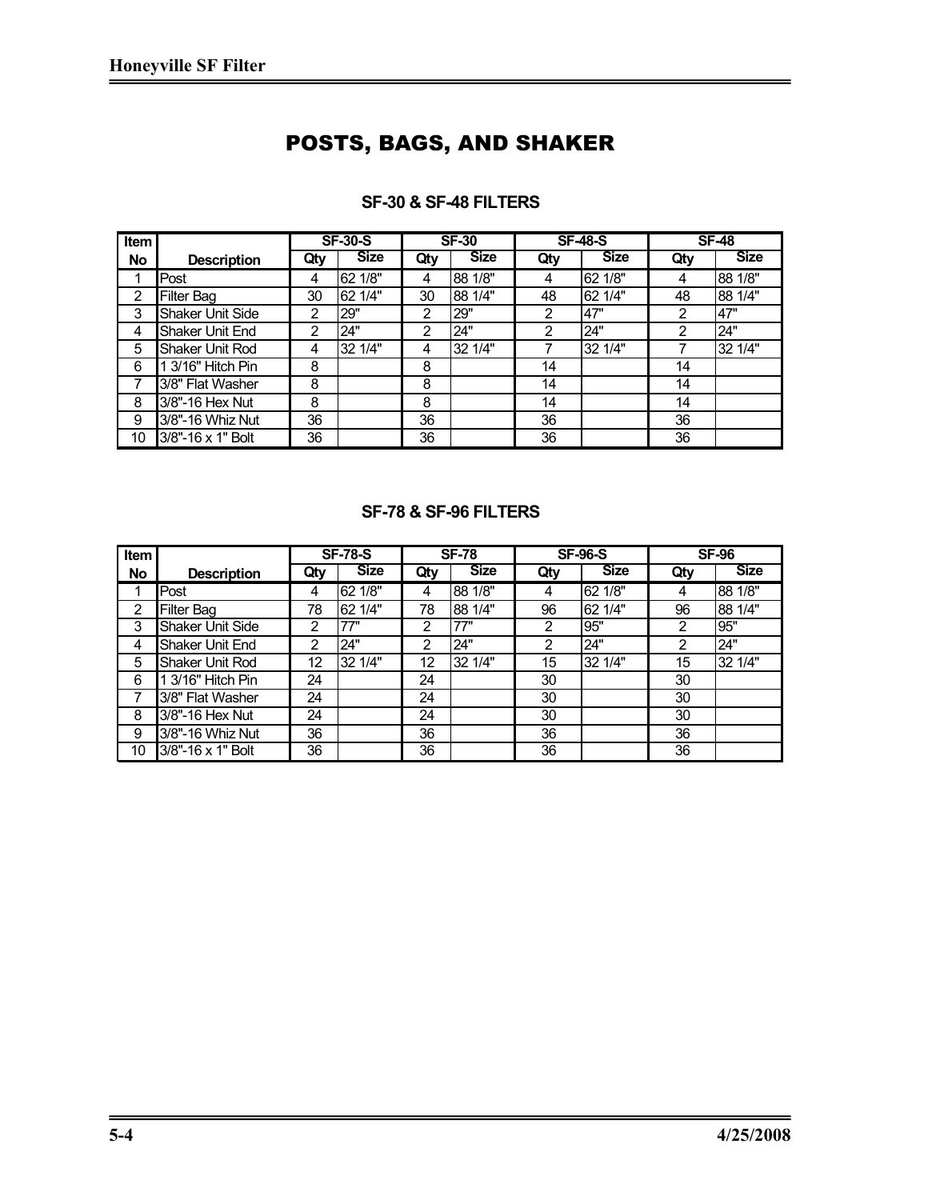# POSTS, BAGS, AND SHAKER

### SF-30 & SF-48 FILTERS

| Item | | SF-30-S | | SF-30 | | SF-48-S | | SF-48 | |
|---|---|---|---|---|---|---|---|---|---|
| No | Description | Qty | Size | Qty | Size | Qty | Size | Qty | Size |
| 1 | Post | 4 | 62 1/8" | 4 | 88 1/8" | 4 | 62 1/8" | 4 | 88 1/8" |
| 2 | Filter Bag | 30 | 62 1/4" | 30 | 88 1/4" | 48 | 62 1/4" | 48 | 88 1/4" |
| 3 | Shaker Unit Side | 2 | 29" | 2 | 29" | 2 | 47" | 2 | 47" |
| 4 | Shaker Unit End | 2 | 24" | 2 | 24" | 2 | 24" | 2 | 24" |
| 5 | Shaker Unit Rod | 4 | 32 1/4" | 4 | 32 1/4" | 7 | 32 1/4" | 7 | 32 1/4" |
| 6 | 1 3/16" Hitch Pin | 8 | | 8 | | 14 | | 14 | |
| 7 | 3/8" Flat Washer | 8 | | 8 | | 14 | | 14 | |
| 8 | 3/8"-16 Hex Nut | 8 | | 8 | | 14 | | 14 | |
| 9 | 3/8"-16 Whiz Nut | 36 | | 36 | | 36 | | 36 | |
| 10 | 3/8"-16 x 1" Bolt | 36 | | 36 | | 36 | | 36 | |

### SF-78 & SF-96 FILTERS

| Item | | SF-78-S | | SF-78 | | SF-96-S | | SF-96 | |
|---|---|---|---|---|---|---|---|---|---|
| No | Description | Qty | Size | Qty | Size | Qty | Size | Qty | Size |
| 1 | Post | 4 | 62 1/8" | 4 | 88 1/8" | 4 | 62 1/8" | 4 | 88 1/8" |
| 2 | Filter Bag | 78 | 62 1/4" | 78 | 88 1/4" | 96 | 62 1/4" | 96 | 88 1/4" |
| 3 | Shaker Unit Side | 2 | 77" | 2 | 77" | 2 | 95" | 2 | 95" |
| 4 | Shaker Unit End | 2 | 24" | 2 | 24" | 2 | 24" | 2 | 24" |
| 5 | Shaker Unit Rod | 12 | 32 1/4" | 12 | 32 1/4" | 15 | 32 1/4" | 15 | 32 1/4" |
| 6 | 1 3/16" Hitch Pin | 24 | | 24 | | 30 | | 30 | |
| 7 | 3/8" Flat Washer | 24 | | 24 | | 30 | | 30 | |
| 8 | 3/8"-16 Hex Nut | 24 | | 24 | | 30 | | 30 | |
| 9 | 3/8"-16 Whiz Nut | 36 | | 36 | | 36 | | 36 | |
| 10 | 3/8"-16 x 1" Bolt | 36 | | 36 | | 36 | | 36 | |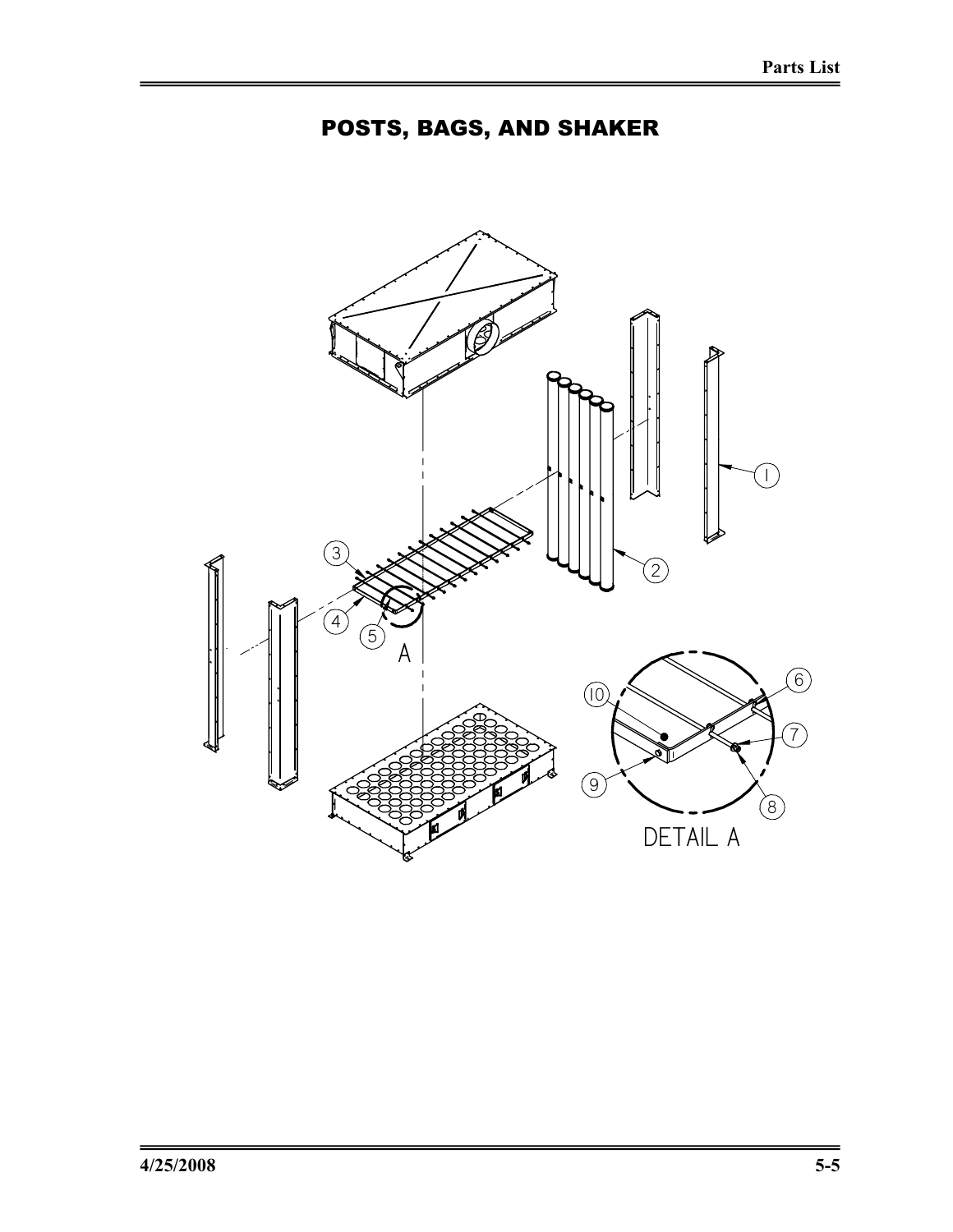# POSTS, BAGS, AND SHAKER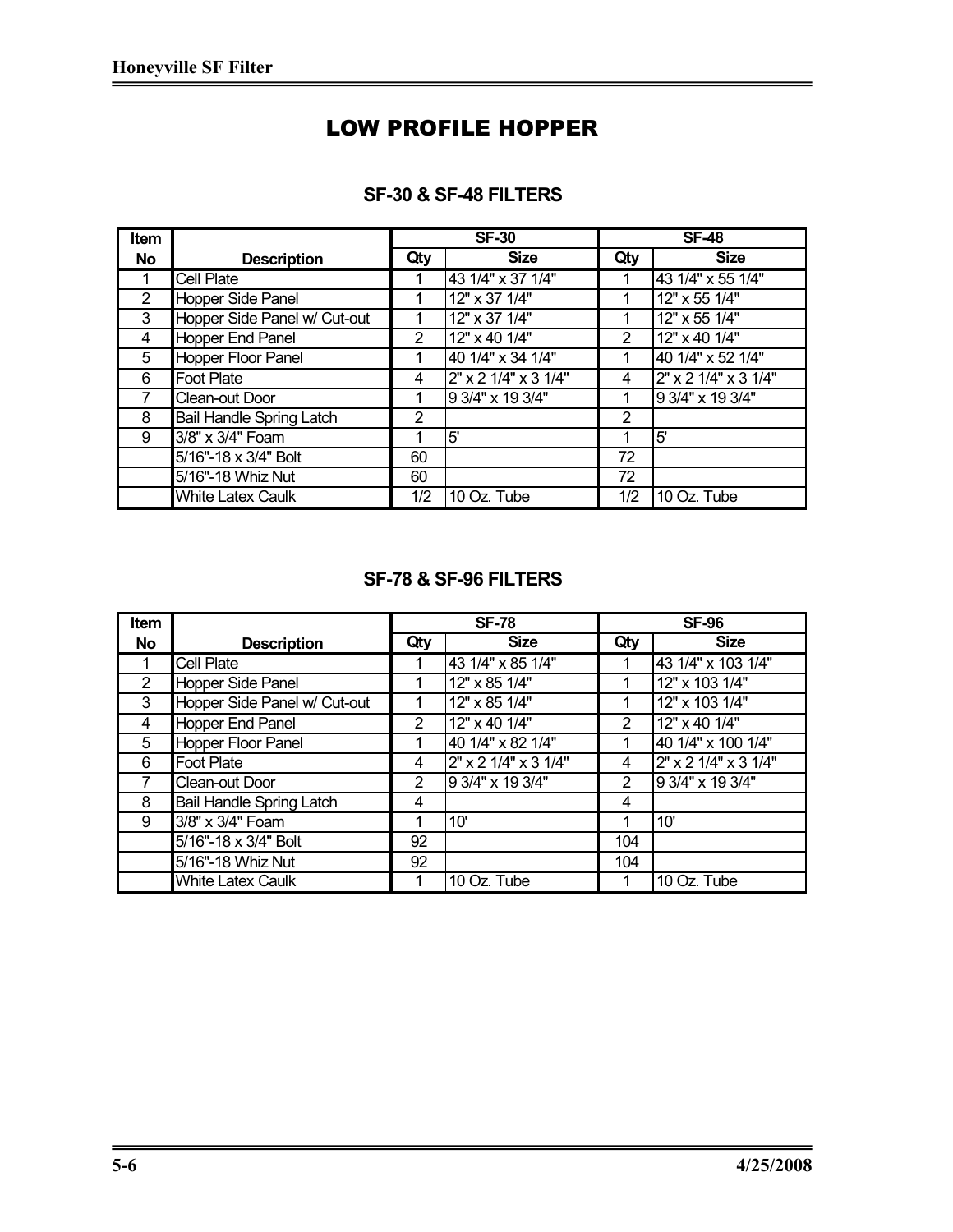# LOW PROFILE HOPPER

## SF-30 & SF-48 FILTERS

| Item No | Description | SF-30 | | SF-48 | |
|---|---|---|---|---|---|
| | | Qty | Size | Qty | Size |
| 1 | Cell Plate | 1 | 43 1/4" x 37 1/4" | 1 | 43 1/4" x 55 1/4" |
| 2 | Hopper Side Panel | 1 | 12" x 37 1/4" | 1 | 12" x 55 1/4" |
| 3 | Hopper Side Panel w/ Cut-out | 1 | 12" x 37 1/4" | 1 | 12" x 55 1/4" |
| 4 | Hopper End Panel | 2 | 12" x 40 1/4" | 2 | 12" x 40 1/4" |
| 5 | Hopper Floor Panel | 1 | 40 1/4" x 34 1/4" | 1 | 40 1/4" x 52 1/4" |
| 6 | Foot Plate | 4 | 2" x 2 1/4" x 3 1/4" | 4 | 2" x 2 1/4" x 3 1/4" |
| 7 | Clean-out Door | 1 | 9 3/4" x 19 3/4" | 1 | 9 3/4" x 19 3/4" |
| 8 | Bail Handle Spring Latch | 2 | | 2 | |
| 9 | 3/8" x 3/4" Foam | 1 | 5' | 1 | 5' |
| | 5/16"-18 x 3/4" Bolt | 60 | | 72 | |
| | 5/16"-18 Whiz Nut | 60 | | 72 | |
| | White Latex Caulk | 1/2 | 10 Oz. Tube | 1/2 | 10 Oz. Tube |

## SF-78 & SF-96 FILTERS

| Item No | Description | SF-78 | | SF-96 | |
|---|---|---|---|---|---|
| | | Qty | Size | Qty | Size |
| 1 | Cell Plate | 1 | 43 1/4" x 85 1/4" | 1 | 43 1/4" x 103 1/4" |
| 2 | Hopper Side Panel | 1 | 12" x 85 1/4" | 1 | 12" x 103 1/4" |
| 3 | Hopper Side Panel w/ Cut-out | 1 | 12" x 85 1/4" | 1 | 12" x 103 1/4" |
| 4 | Hopper End Panel | 2 | 12" x 40 1/4" | 2 | 12" x 40 1/4" |
| 5 | Hopper Floor Panel | 1 | 40 1/4" x 82 1/4" | 1 | 40 1/4" x 100 1/4" |
| 6 | Foot Plate | 4 | 2" x 2 1/4" x 3 1/4" | 4 | 2" x 2 1/4" x 3 1/4" |
| 7 | Clean-out Door | 2 | 9 3/4" x 19 3/4" | 2 | 9 3/4" x 19 3/4" |
| 8 | Bail Handle Spring Latch | 4 | | 4 | |
| 9 | 3/8" x 3/4" Foam | 1 | 10' | 1 | 10' |
| | 5/16"-18 x 3/4" Bolt | 92 | | 104 | |
| | 5/16"-18 Whiz Nut | 92 | | 104 | |
| | White Latex Caulk | 1 | 10 Oz. Tube | 1 | 10 Oz. Tube |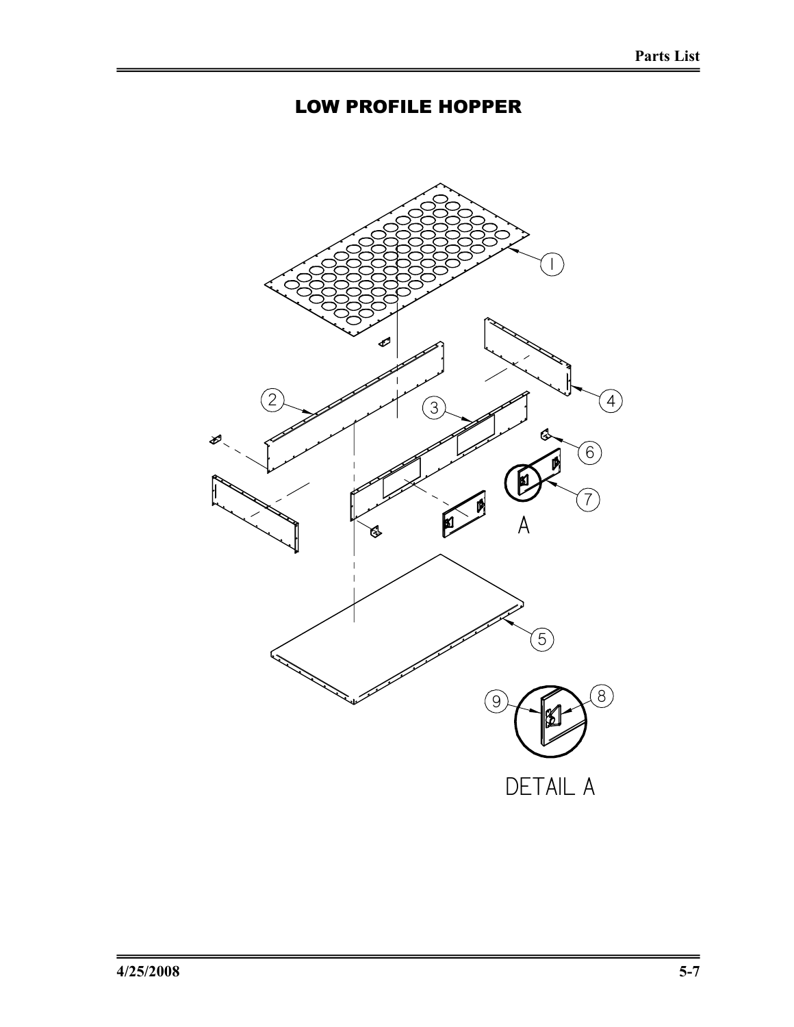# LOW PROFILE HOPPER

1

2

3

4

5

6

7

A

8

9

DETAIL A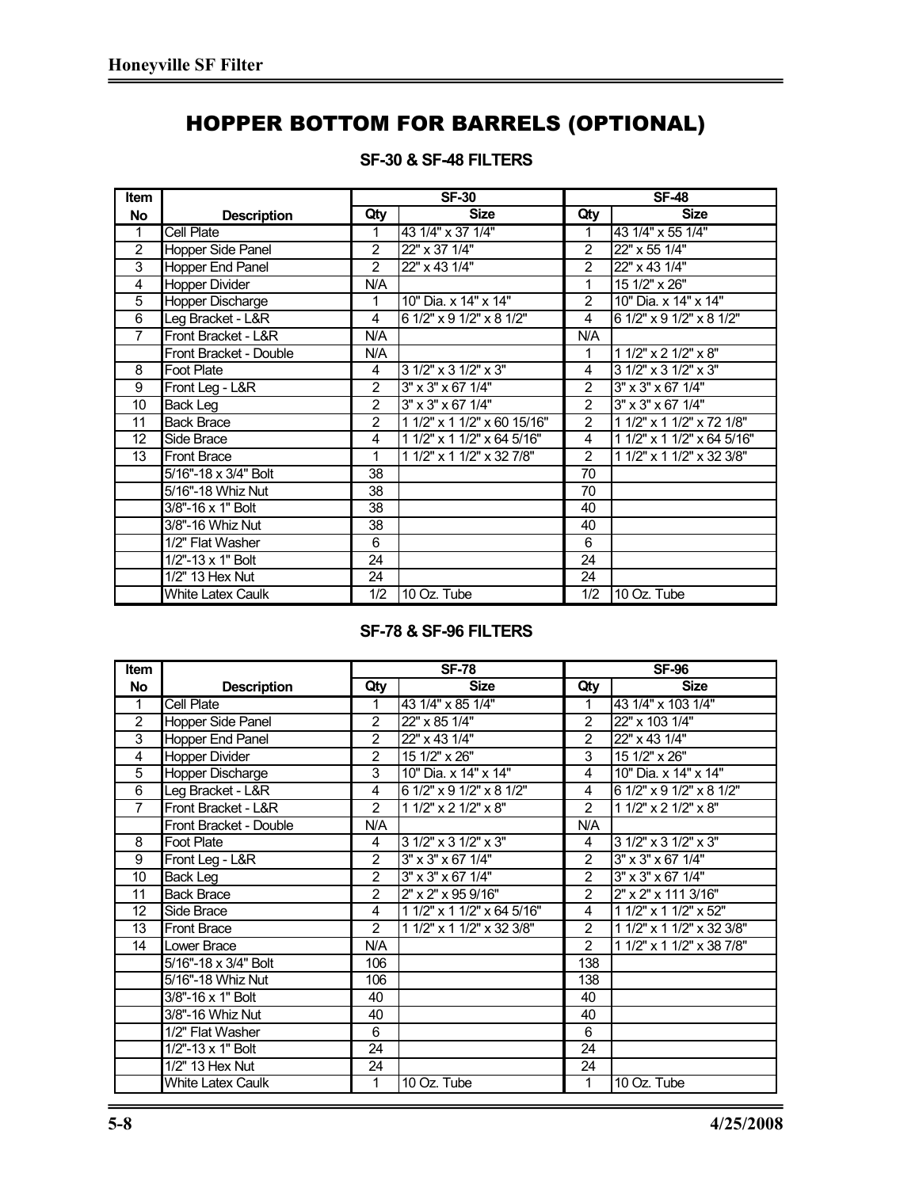# HOPPER BOTTOM FOR BARRELS (OPTIONAL)

## SF-30 & SF-48 FILTERS

| Item | | SF-30 | | SF-48 | |
|---|---|---|---|---|---|
| No | Description | Qty | Size | Qty | Size |
| 1 | Cell Plate | 1 | 43 1/4" x 37 1/4" | 1 | 43 1/4" x 55 1/4" |
| 2 | Hopper Side Panel | 2 | 22" x 37 1/4" | 2 | 22" x 55 1/4" |
| 3 | Hopper End Panel | 2 | 22" x 43 1/4" | 2 | 22" x 43 1/4" |
| 4 | Hopper Divider | N/A | | 1 | 15 1/2" x 26" |
| 5 | Hopper Discharge | 1 | 10" Dia. x 14" x 14" | 2 | 10" Dia. x 14" x 14" |
| 6 | Leg Bracket - L&R | 4 | 6 1/2" x 9 1/2" x 8 1/2" | 4 | 6 1/2" x 9 1/2" x 8 1/2" |
| 7 | Front Bracket - L&R | N/A | | N/A | |
| | Front Bracket - Double | N/A | | 1 | 1 1/2" x 2 1/2" x 8" |
| 8 | Foot Plate | 4 | 3 1/2" x 3 1/2" x 3" | 4 | 3 1/2" x 3 1/2" x 3" |
| 9 | Front Leg - L&R | 2 | 3" x 3" x 67 1/4" | 2 | 3" x 3" x 67 1/4" |
| 10 | Back Leg | 2 | 3" x 3" x 67 1/4" | 2 | 3" x 3" x 67 1/4" |
| 11 | Back Brace | 2 | 1 1/2" x 1 1/2" x 60 15/16" | 2 | 1 1/2" x 1 1/2" x 72 1/8" |
| 12 | Side Brace | 4 | 1 1/2" x 1 1/2" x 64 5/16" | 4 | 1 1/2" x 1 1/2" x 64 5/16" |
| 13 | Front Brace | 1 | 1 1/2" x 1 1/2" x 32 7/8" | 2 | 1 1/2" x 1 1/2" x 32 3/8" |
| | 5/16"-18 x 3/4" Bolt | 38 | | 70 | |
| | 5/16"-18 Whiz Nut | 38 | | 70 | |
| | 3/8"-16 x 1" Bolt | 38 | | 40 | |
| | 3/8"-16 Whiz Nut | 38 | | 40 | |
| | 1/2" Flat Washer | 6 | | 6 | |
| | 1/2"-13 x 1" Bolt | 24 | | 24 | |
| | 1/2" 13 Hex Nut | 24 | | 24 | |
| | White Latex Caulk | 1/2 | 10 Oz. Tube | 1/2 | 10 Oz. Tube |

## SF-78 & SF-96 FILTERS

| Item | | SF-78 | | SF-96 | |
|---|---|---|---|---|---|
| No | Description | Qty | Size | Qty | Size |
| 1 | Cell Plate | 1 | 43 1/4" x 85 1/4" | 1 | 43 1/4" x 103 1/4" |
| 2 | Hopper Side Panel | 2 | 22" x 85 1/4" | 2 | 22" x 103 1/4" |
| 3 | Hopper End Panel | 2 | 22" x 43 1/4" | 2 | 22" x 43 1/4" |
| 4 | Hopper Divider | 2 | 15 1/2" x 26" | 3 | 15 1/2" x 26" |
| 5 | Hopper Discharge | 3 | 10" Dia. x 14" x 14" | 4 | 10" Dia. x 14" x 14" |
| 6 | Leg Bracket - L&R | 4 | 6 1/2" x 9 1/2" x 8 1/2" | 4 | 6 1/2" x 9 1/2" x 8 1/2" |
| 7 | Front Bracket - L&R | 2 | 1 1/2" x 2 1/2" x 8" | 2 | 1 1/2" x 2 1/2" x 8" |
| | Front Bracket - Double | N/A | | N/A | |
| 8 | Foot Plate | 4 | 3 1/2" x 3 1/2" x 3" | 4 | 3 1/2" x 3 1/2" x 3" |
| 9 | Front Leg - L&R | 2 | 3" x 3" x 67 1/4" | 2 | 3" x 3" x 67 1/4" |
| 10 | Back Leg | 2 | 3" x 3" x 67 1/4" | 2 | 3" x 3" x 67 1/4" |
| 11 | Back Brace | 2 | 2" x 2" x 95 9/16" | 2 | 2" x 2" x 111 3/16" |
| 12 | Side Brace | 4 | 1 1/2" x 1 1/2" x 64 5/16" | 4 | 1 1/2" x 1 1/2" x 52" |
| 13 | Front Brace | 2 | 1 1/2" x 1 1/2" x 32 3/8" | 2 | 1 1/2" x 1 1/2" x 32 3/8" |
| 14 | Lower Brace | N/A | | 2 | 1 1/2" x 1 1/2" x 38 7/8" |
| | 5/16"-18 x 3/4" Bolt | 106 | | 138 | |
| | 5/16"-18 Whiz Nut | 106 | | 138 | |
| | 3/8"-16 x 1" Bolt | 40 | | 40 | |
| | 3/8"-16 Whiz Nut | 40 | | 40 | |
| | 1/2" Flat Washer | 6 | | 6 | |
| | 1/2"-13 x 1" Bolt | 24 | | 24 | |
| | 1/2" 13 Hex Nut | 24 | | 24 | |
| | White Latex Caulk | 1 | 10 Oz. Tube | 1 | 10 Oz. Tube |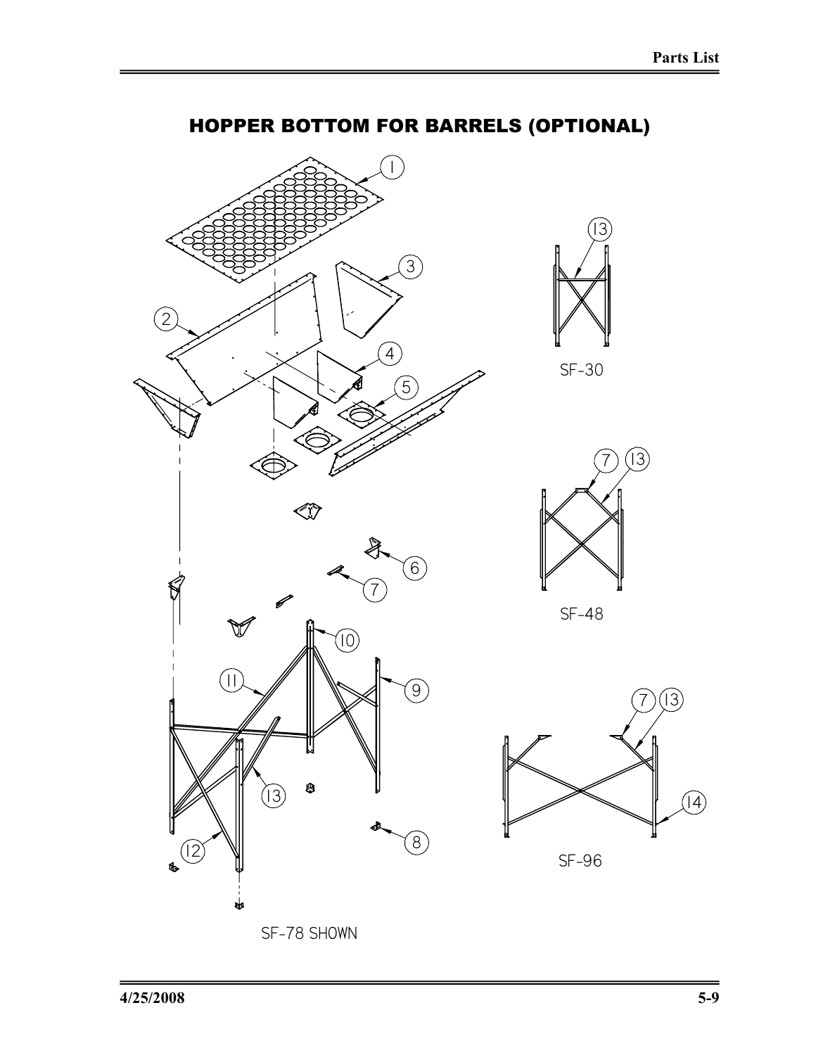# HOPPER BOTTOM FOR BARRELS (OPTIONAL)

SF-78 SHOWN

SF-30

SF-48

SF-96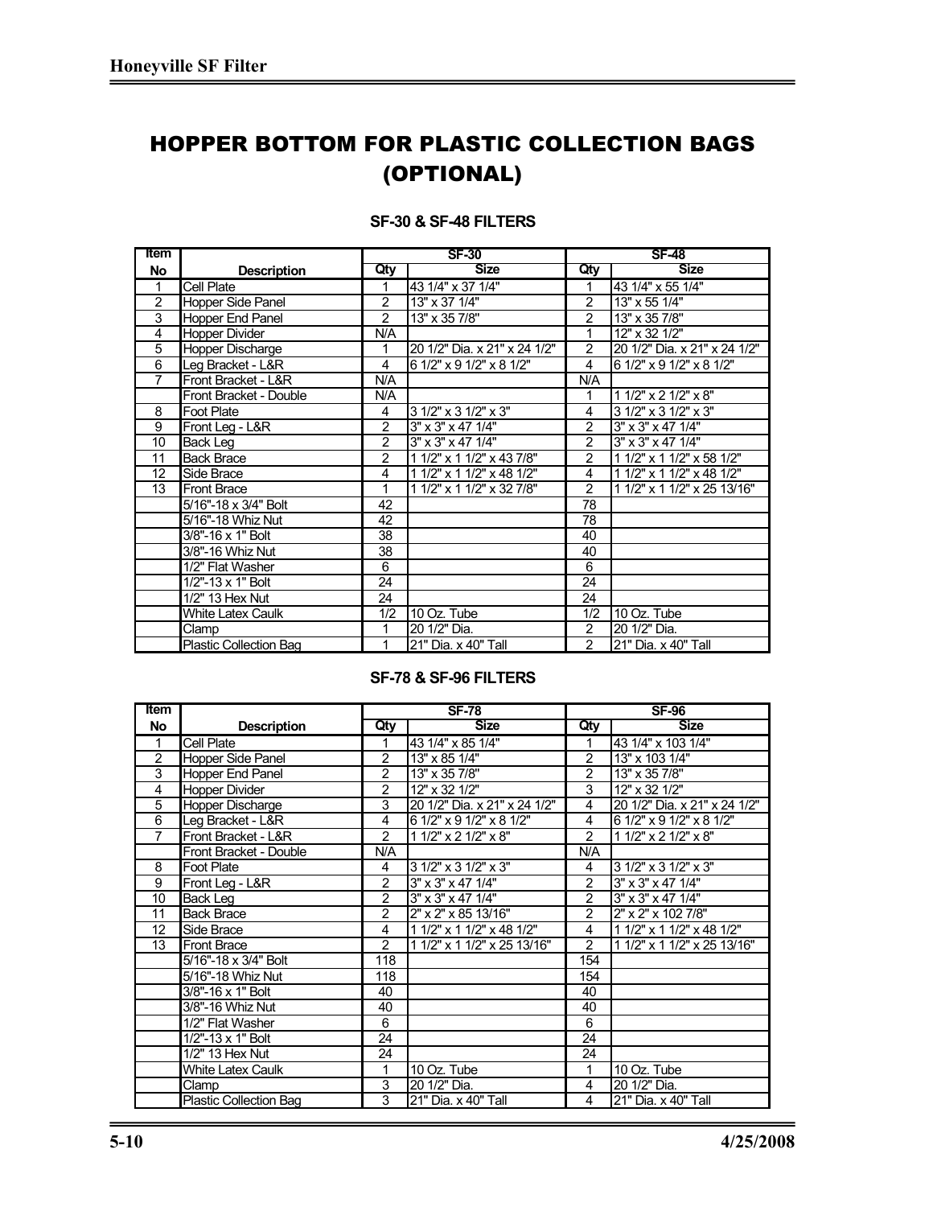# HOPPER BOTTOM FOR PLASTIC COLLECTION BAGS (OPTIONAL)

### SF-30 & SF-48 FILTERS

| Item No | Description | SF-30 | | SF-48 | |
|---|---|---|---|---|---|
| | | Qty | Size | Qty | Size |
| 1 | Cell Plate | 1 | 43 1/4" x 37 1/4" | 1 | 43 1/4" x 55 1/4" |
| 2 | Hopper Side Panel | 2 | 13" x 37 1/4" | 2 | 13" x 55 1/4" |
| 3 | Hopper End Panel | 2 | 13" x 35 7/8" | 2 | 13" x 35 7/8" |
| 4 | Hopper Divider | N/A | | 1 | 12" x 32 1/2" |
| 5 | Hopper Discharge | 1 | 20 1/2" Dia. x 21" x 24 1/2" | 2 | 20 1/2" Dia. x 21" x 24 1/2" |
| 6 | Leg Bracket - L&R | 4 | 6 1/2" x 9 1/2" x 8 1/2" | 4 | 6 1/2" x 9 1/2" x 8 1/2" |
| 7 | Front Bracket - L&R | N/A | | N/A | |
| | Front Bracket - Double | N/A | | 1 | 1 1/2" x 2 1/2" x 8" |
| 8 | Foot Plate | 4 | 3 1/2" x 3 1/2" x 3" | 4 | 3 1/2" x 3 1/2" x 3" |
| 9 | Front Leg - L&R | 2 | 3" x 3" x 47 1/4" | 2 | 3" x 3" x 47 1/4" |
| 10 | Back Leg | 2 | 3" x 3" x 47 1/4" | 2 | 3" x 3" x 47 1/4" |
| 11 | Back Brace | 2 | 1 1/2" x 1 1/2" x 43 7/8" | 2 | 1 1/2" x 1 1/2" x 58 1/2" |
| 12 | Side Brace | 4 | 1 1/2" x 1 1/2" x 48 1/2" | 4 | 1 1/2" x 1 1/2" x 48 1/2" |
| 13 | Front Brace | 1 | 1 1/2" x 1 1/2" x 32 7/8" | 2 | 1 1/2" x 1 1/2" x 25 13/16" |
| | 5/16"-18 x 3/4" Bolt | 42 | | 78 | |
| | 5/16"-18 Whiz Nut | 42 | | 78 | |
| | 3/8"-16 x 1" Bolt | 38 | | 40 | |
| | 3/8"-16 Whiz Nut | 38 | | 40 | |
| | 1/2" Flat Washer | 6 | | 6 | |
| | 1/2"-13 x 1" Bolt | 24 | | 24 | |
| | 1/2" 13 Hex Nut | 24 | | 24 | |
| | White Latex Caulk | 1/2 | 10 Oz. Tube | 1/2 | 10 Oz. Tube |
| | Clamp | 1 | 20 1/2" Dia. | 2 | 20 1/2" Dia. |
| | Plastic Collection Bag | 1 | 21" Dia. x 40" Tall | 2 | 21" Dia. x 40" Tall |

### SF-78 & SF-96 FILTERS

| Item No | Description | SF-78 | | SF-96 | |
|---|---|---|---|---|---|
| | | Qty | Size | Qty | Size |
| 1 | Cell Plate | 1 | 43 1/4" x 85 1/4" | 1 | 43 1/4" x 103 1/4" |
| 2 | Hopper Side Panel | 2 | 13" x 85 1/4" | 2 | 13" x 103 1/4" |
| 3 | Hopper End Panel | 2 | 13" x 35 7/8" | 2 | 13" x 35 7/8" |
| 4 | Hopper Divider | 2 | 12" x 32 1/2" | 3 | 12" x 32 1/2" |
| 5 | Hopper Discharge | 3 | 20 1/2" Dia. x 21" x 24 1/2" | 4 | 20 1/2" Dia. x 21" x 24 1/2" |
| 6 | Leg Bracket - L&R | 4 | 6 1/2" x 9 1/2" x 8 1/2" | 4 | 6 1/2" x 9 1/2" x 8 1/2" |
| 7 | Front Bracket - L&R | 2 | 1 1/2" x 2 1/2" x 8" | 2 | 1 1/2" x 2 1/2" x 8" |
| | Front Bracket - Double | N/A | | N/A | |
| 8 | Foot Plate | 4 | 3 1/2" x 3 1/2" x 3" | 4 | 3 1/2" x 3 1/2" x 3" |
| 9 | Front Leg - L&R | 2 | 3" x 3" x 47 1/4" | 2 | 3" x 3" x 47 1/4" |
| 10 | Back Leg | 2 | 3" x 3" x 47 1/4" | 2 | 3" x 3" x 47 1/4" |
| 11 | Back Brace | 2 | 2" x 2" x 85 13/16" | 2 | 2" x 2" x 102 7/8" |
| 12 | Side Brace | 4 | 1 1/2" x 1 1/2" x 48 1/2" | 4 | 1 1/2" x 1 1/2" x 48 1/2" |
| 13 | Front Brace | 2 | 1 1/2" x 1 1/2" x 25 13/16" | 2 | 1 1/2" x 1 1/2" x 25 13/16" |
| | 5/16"-18 x 3/4" Bolt | 118 | | 154 | |
| | 5/16"-18 Whiz Nut | 118 | | 154 | |
| | 3/8"-16 x 1" Bolt | 40 | | 40 | |
| | 3/8"-16 Whiz Nut | 40 | | 40 | |
| | 1/2" Flat Washer | 6 | | 6 | |
| | 1/2"-13 x 1" Bolt | 24 | | 24 | |
| | 1/2" 13 Hex Nut | 24 | | 24 | |
| | White Latex Caulk | 1 | 10 Oz. Tube | 1 | 10 Oz. Tube |
| | Clamp | 3 | 20 1/2" Dia. | 4 | 20 1/2" Dia. |
| | Plastic Collection Bag | 3 | 21" Dia. x 40" Tall | 4 | 21" Dia. x 40" Tall |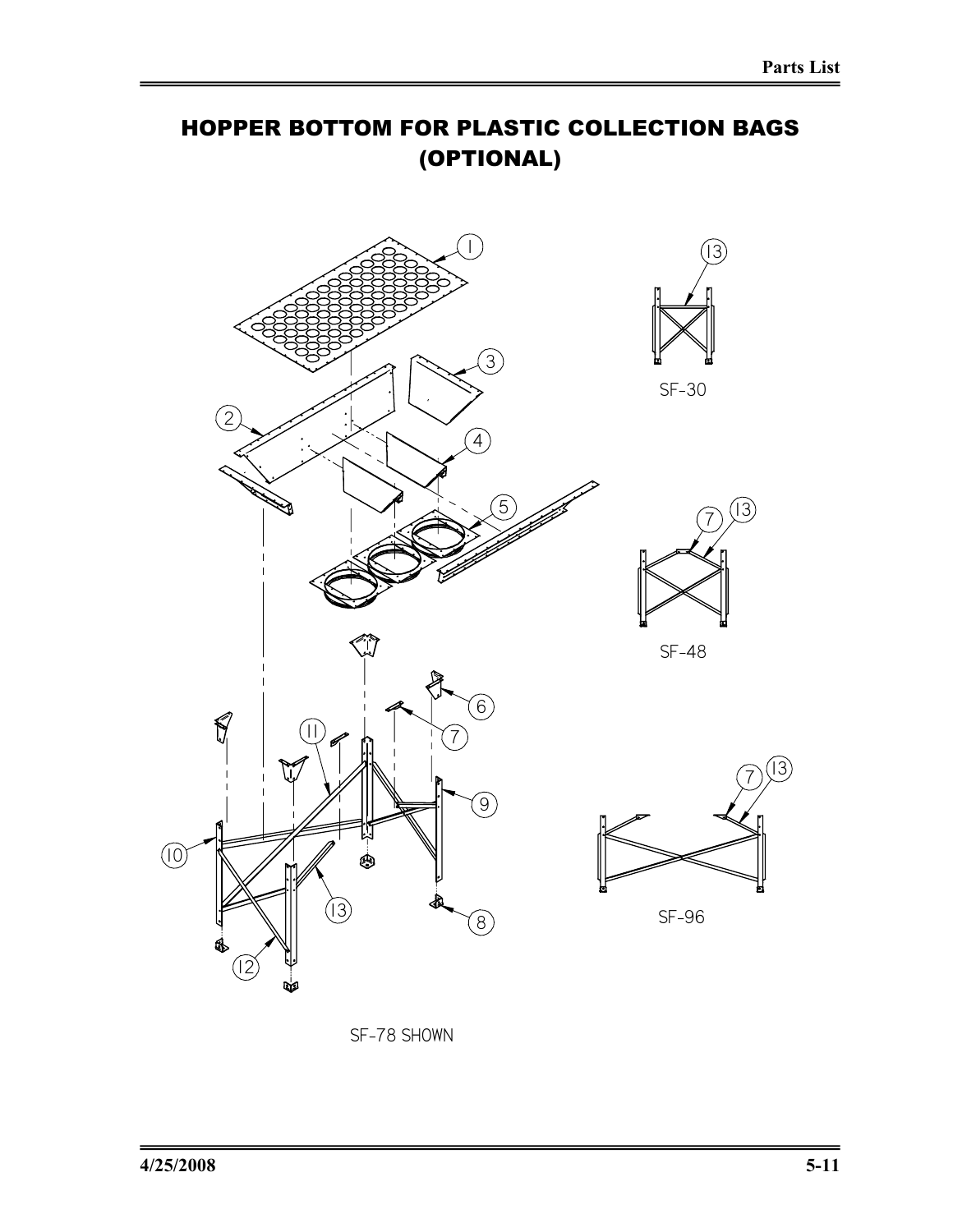# HOPPER BOTTOM FOR PLASTIC COLLECTION BAGS (OPTIONAL)

SF-30

SF-48

SF-96

SF-78 SHOWN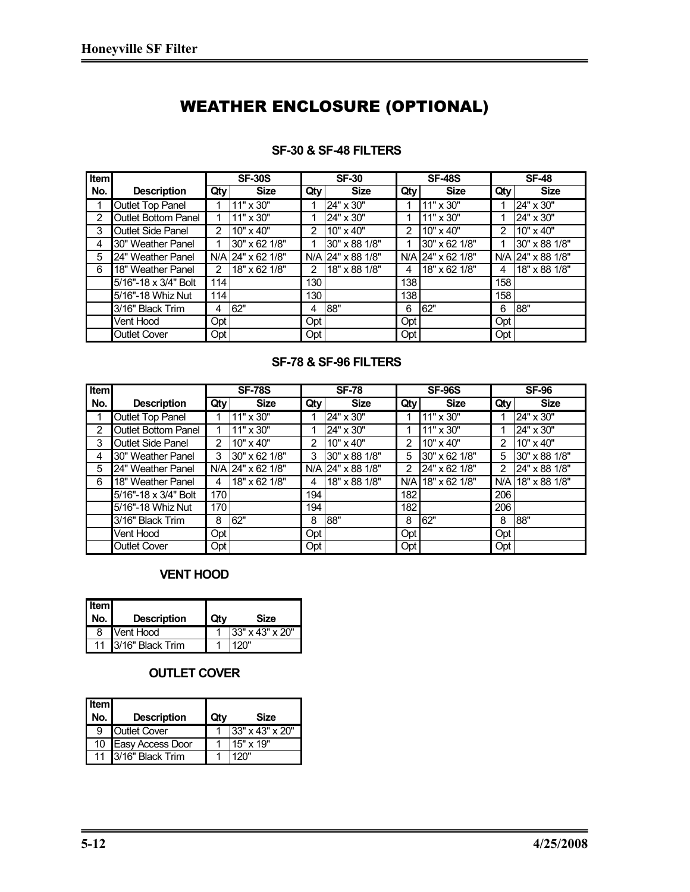# WEATHER ENCLOSURE (OPTIONAL)

### SF-30 & SF-48 FILTERS

| Item | | SF-30S | | SF-30 | | SF-48S | | SF-48 | |
|---|---|---|---|---|---|---|---|---|---|
| No. | Description | Qty | Size | Qty | Size | Qty | Size | Qty | Size |
| 1 | Outlet Top Panel | 1 | 11" x 30" | 1 | 24" x 30" | 1 | 11" x 30" | 1 | 24" x 30" |
| 2 | Outlet Bottom Panel | 1 | 11" x 30" | 1 | 24" x 30" | 1 | 11" x 30" | 1 | 24" x 30" |
| 3 | Outlet Side Panel | 2 | 10" x 40" | 2 | 10" x 40" | 2 | 10" x 40" | 2 | 10" x 40" |
| 4 | 30" Weather Panel | 1 | 30" x 62 1/8" | 1 | 30" x 88 1/8" | 1 | 30" x 62 1/8" | 1 | 30" x 88 1/8" |
| 5 | 24" Weather Panel | N/A | 24" x 62 1/8" | N/A | 24" x 88 1/8" | N/A | 24" x 62 1/8" | N/A | 24" x 88 1/8" |
| 6 | 18" Weather Panel | 2 | 18" x 62 1/8" | 2 | 18" x 88 1/8" | 4 | 18" x 62 1/8" | 4 | 18" x 88 1/8" |
| | 5/16"-18 x 3/4" Bolt | 114 | | 130 | | 138 | | 158 | |
| | 5/16"-18 Whiz Nut | 114 | | 130 | | 138 | | 158 | |
| | 3/16" Black Trim | 4 | 62" | 4 | 88" | 6 | 62" | 6 | 88" |
| | Vent Hood | Opt | | Opt | | Opt | | Opt | |
| | Outlet Cover | Opt | | Opt | | Opt | | Opt | |

### SF-78 & SF-96 FILTERS

| Item | | SF-78S | | SF-78 | | SF-96S | | SF-96 | |
|---|---|---|---|---|---|---|---|---|---|
| No. | Description | Qty | Size | Qty | Size | Qty | Size | Qty | Size |
| 1 | Outlet Top Panel | 1 | 11" x 30" | 1 | 24" x 30" | 1 | 11" x 30" | 1 | 24" x 30" |
| 2 | Outlet Bottom Panel | 1 | 11" x 30" | 1 | 24" x 30" | 1 | 11" x 30" | 1 | 24" x 30" |
| 3 | Outlet Side Panel | 2 | 10" x 40" | 2 | 10" x 40" | 2 | 10" x 40" | 2 | 10" x 40" |
| 4 | 30" Weather Panel | 3 | 30" x 62 1/8" | 3 | 30" x 88 1/8" | 5 | 30" x 62 1/8" | 5 | 30" x 88 1/8" |
| 5 | 24" Weather Panel | N/A | 24" x 62 1/8" | N/A | 24" x 88 1/8" | 2 | 24" x 62 1/8" | 2 | 24" x 88 1/8" |
| 6 | 18" Weather Panel | 4 | 18" x 62 1/8" | 4 | 18" x 88 1/8" | N/A | 18" x 62 1/8" | N/A | 18" x 88 1/8" |
| | 5/16"-18 x 3/4" Bolt | 170 | | 194 | | 182 | | 206 | |
| | 5/16"-18 Whiz Nut | 170 | | 194 | | 182 | | 206 | |
| | 3/16" Black Trim | 8 | 62" | 8 | 88" | 8 | 62" | 8 | 88" |
| | Vent Hood | Opt | | Opt | | Opt | | Opt | |
| | Outlet Cover | Opt | | Opt | | Opt | | Opt | |

### VENT HOOD

| Item No. | Description | Qty | Size |
|---|---|---|---|
| 8 | Vent Hood | 1 | 33" x 43" x 20" |
| 11 | 3/16" Black Trim | 1 | 120" |

### OUTLET COVER

| Item No. | Description | Qty | Size |
|---|---|---|---|
| 9 | Outlet Cover | 1 | 33" x 43" x 20" |
| 10 | Easy Access Door | 1 | 15" x 19" |
| 11 | 3/16" Black Trim | 1 | 120" |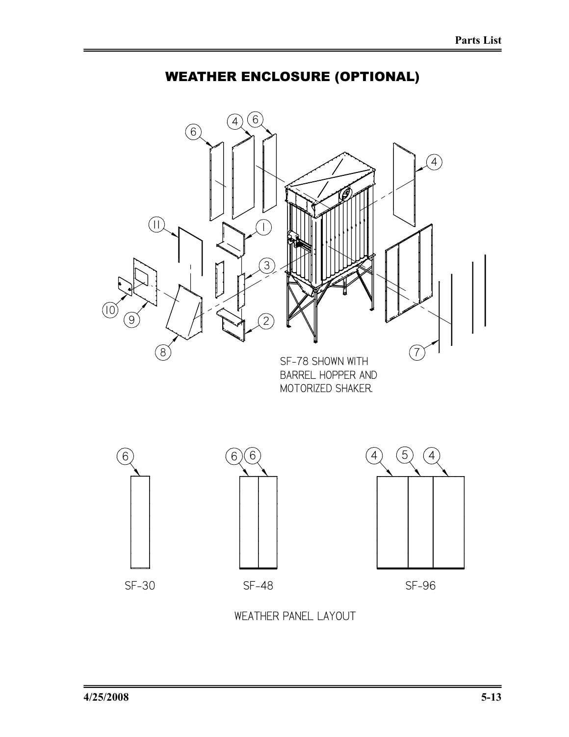# WEATHER ENCLOSURE (OPTIONAL)

SF-78 SHOWN WITH BARREL HOPPER AND MOTORIZED SHAKER.

SF-30

SF-48

SF-96

WEATHER PANEL LAYOUT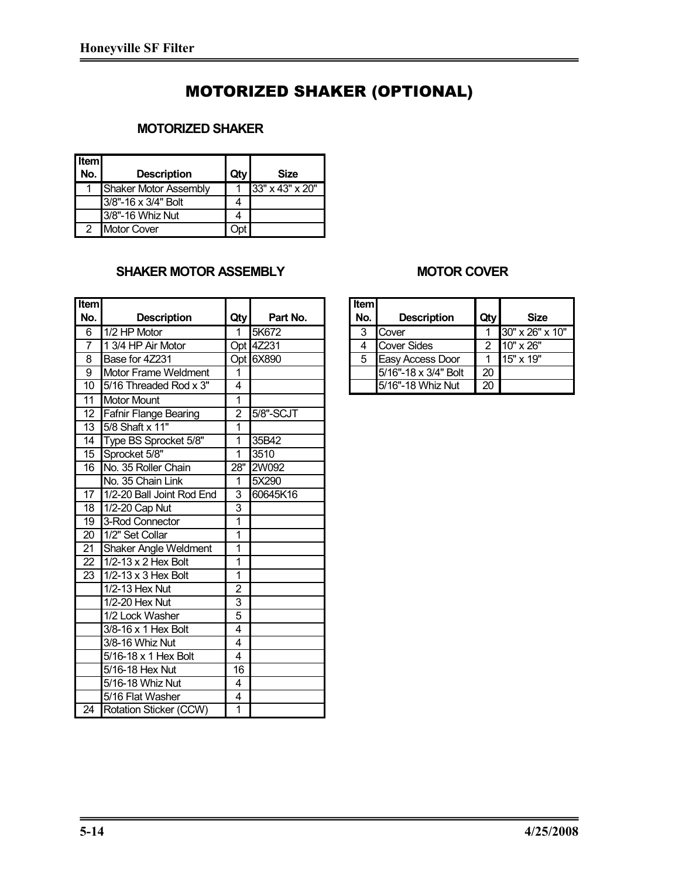# MOTORIZED SHAKER (OPTIONAL)

## MOTORIZED SHAKER

| Item No. | Description | Qty | Size |
|---|---|---|---|
| 1 | Shaker Motor Assembly | 1 | 33" x 43" x 20" |
| | 3/8"-16 x 3/4" Bolt | 4 | |
| | 3/8"-16 Whiz Nut | 4 | |
| 2 | Motor Cover | Opt | |

## SHAKER MOTOR ASSEMBLY

| Item No. | Description | Qty | Part No. |
|---|---|---|---|
| 6 | 1/2 HP Motor | 1 | 5K672 |
| 7 | 1 3/4 HP Air Motor | Opt | 4Z231 |
| 8 | Base for 4Z231 | Opt | 6X890 |
| 9 | Motor Frame Weldment | 1 | |
| 10 | 5/16 Threaded Rod x 3" | 4 | |
| 11 | Motor Mount | 1 | |
| 12 | Fafnir Flange Bearing | 2 | 5/8"-SCJT |
| 13 | 5/8 Shaft x 11" | 1 | |
| 14 | Type BS Sprocket 5/8" | 1 | 35B42 |
| 15 | Sprocket 5/8" | 1 | 3510 |
| 16 | No. 35 Roller Chain | 28" | 2W092 |
| | No. 35 Chain Link | 1 | 5X290 |
| 17 | 1/2-20 Ball Joint Rod End | 3 | 60645K16 |
| 18 | 1/2-20 Cap Nut | 3 | |
| 19 | 3-Rod Connector | 1 | |
| 20 | 1/2" Set Collar | 1 | |
| 21 | Shaker Angle Weldment | 1 | |
| 22 | 1/2-13 x 2 Hex Bolt | 1 | |
| 23 | 1/2-13 x 3 Hex Bolt | 1 | |
| | 1/2-13 Hex Nut | 2 | |
| | 1/2-20 Hex Nut | 3 | |
| | 1/2 Lock Washer | 5 | |
| | 3/8-16 x 1 Hex Bolt | 4 | |
| | 3/8-16 Whiz Nut | 4 | |
| | 5/16-18 x 1 Hex Bolt | 4 | |
| | 5/16-18 Hex Nut | 16 | |
| | 5/16-18 Whiz Nut | 4 | |
| | 5/16 Flat Washer | 4 | |
| 24 | Rotation Sticker (CCW) | 1 | |

## MOTOR COVER

| Item No. | Description | Qty | Size |
|---|---|---|---|
| 3 | Cover | 1 | 30" x 26" x 10" |
| 4 | Cover Sides | 2 | 10" x 26" |
| 5 | Easy Access Door | 1 | 15" x 19" |
| | 5/16"-18 x 3/4" Bolt | 20 | |
| | 5/16"-18 Whiz Nut | 20 | |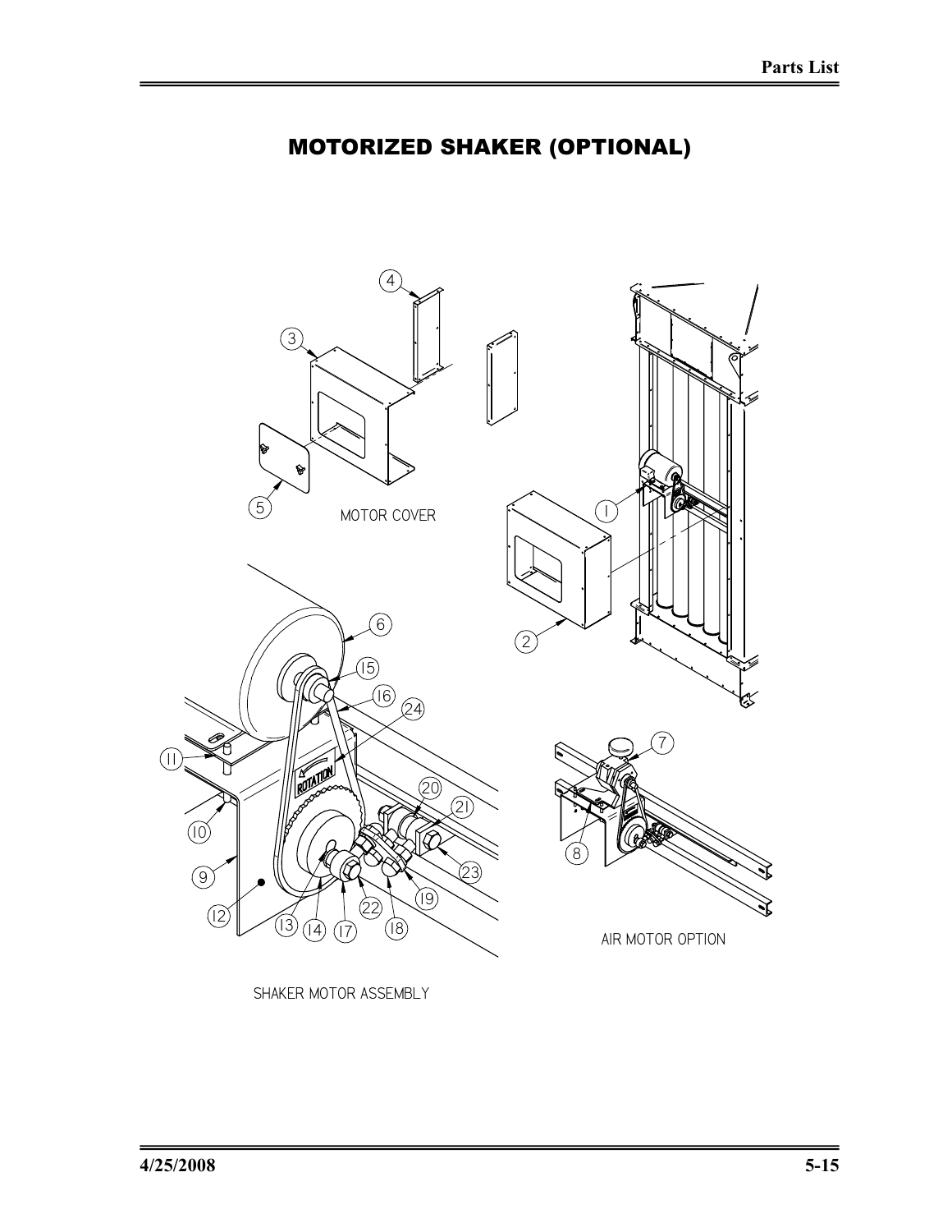# MOTORIZED SHAKER (OPTIONAL)

MOTOR COVER

SHAKER MOTOR ASSEMBLY

AIR MOTOR OPTION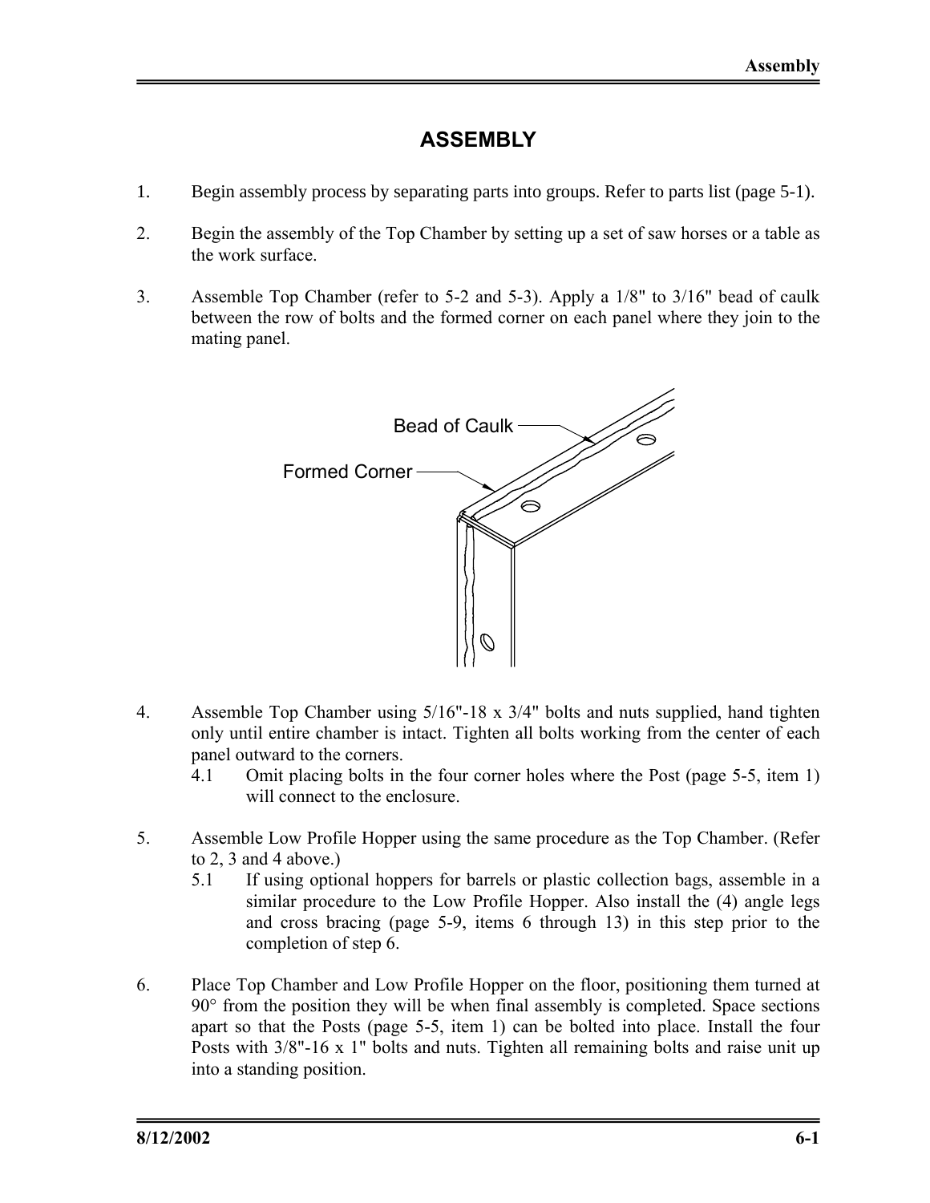# ASSEMBLY

1. Begin assembly process by separating parts into groups. Refer to parts list (page 5-1).

2. Begin the assembly of the Top Chamber by setting up a set of saw horses or a table as the work surface.

3. Assemble Top Chamber (refer to 5-2 and 5-3). Apply a 1/8" to 3/16" bead of caulk between the row of bolts and the formed corner on each panel where they join to the mating panel.

Bead of Caulk

Formed Corner

4. Assemble Top Chamber using 5/16"-18 x 3/4" bolts and nuts supplied, hand tighten only until entire chamber is intact. Tighten all bolts working from the center of each panel outward to the corners.
   4.1 Omit placing bolts in the four corner holes where the Post (page 5-5, item 1) will connect to the enclosure.

5. Assemble Low Profile Hopper using the same procedure as the Top Chamber. (Refer to 2, 3 and 4 above.)
   5.1 If using optional hoppers for barrels or plastic collection bags, assemble in a similar procedure to the Low Profile Hopper. Also install the (4) angle legs and cross bracing (page 5-9, items 6 through 13) in this step prior to the completion of step 6.

6. Place Top Chamber and Low Profile Hopper on the floor, positioning them turned at 90° from the position they will be when final assembly is completed. Space sections apart so that the Posts (page 5-5, item 1) can be bolted into place. Install the four Posts with 3/8"-16 x 1" bolts and nuts. Tighten all remaining bolts and raise unit up into a standing position.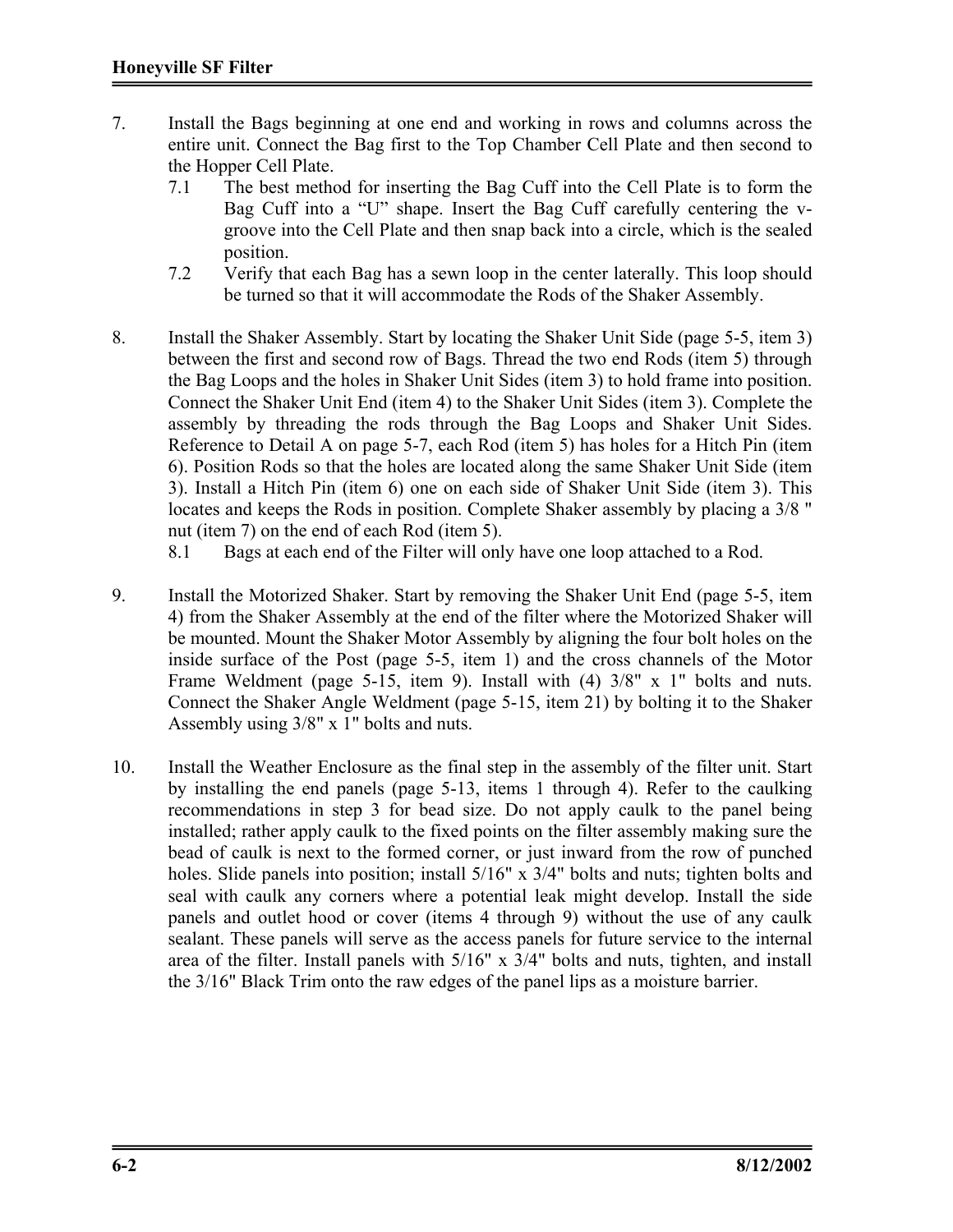7. Install the Bags beginning at one end and working in rows and columns across the entire unit. Connect the Bag first to the Top Chamber Cell Plate and then second to the Hopper Cell Plate.
   - 7.1 The best method for inserting the Bag Cuff into the Cell Plate is to form the Bag Cuff into a "U" shape. Insert the Bag Cuff carefully centering the v-groove into the Cell Plate and then snap back into a circle, which is the sealed position.
   - 7.2 Verify that each Bag has a sewn loop in the center laterally. This loop should be turned so that it will accommodate the Rods of the Shaker Assembly.

8. Install the Shaker Assembly. Start by locating the Shaker Unit Side (page 5-5, item 3) between the first and second row of Bags. Thread the two end Rods (item 5) through the Bag Loops and the holes in Shaker Unit Sides (item 3) to hold frame into position. Connect the Shaker Unit End (item 4) to the Shaker Unit Sides (item 3). Complete the assembly by threading the rods through the Bag Loops and Shaker Unit Sides. Reference to Detail A on page 5-7, each Rod (item 5) has holes for a Hitch Pin (item 6). Position Rods so that the holes are located along the same Shaker Unit Side (item 3). Install a Hitch Pin (item 6) one on each side of Shaker Unit Side (item 3). This locates and keeps the Rods in position. Complete Shaker assembly by placing a 3/8 " nut (item 7) on the end of each Rod (item 5).
   - 8.1 Bags at each end of the Filter will only have one loop attached to a Rod.

9. Install the Motorized Shaker. Start by removing the Shaker Unit End (page 5-5, item 4) from the Shaker Assembly at the end of the filter where the Motorized Shaker will be mounted. Mount the Shaker Motor Assembly by aligning the four bolt holes on the inside surface of the Post (page 5-5, item 1) and the cross channels of the Motor Frame Weldment (page 5-15, item 9). Install with (4) 3/8" x 1" bolts and nuts. Connect the Shaker Angle Weldment (page 5-15, item 21) by bolting it to the Shaker Assembly using 3/8" x 1" bolts and nuts.

10. Install the Weather Enclosure as the final step in the assembly of the filter unit. Start by installing the end panels (page 5-13, items 1 through 4). Refer to the caulking recommendations in step 3 for bead size. Do not apply caulk to the panel being installed; rather apply caulk to the fixed points on the filter assembly making sure the bead of caulk is next to the formed corner, or just inward from the row of punched holes. Slide panels into position; install 5/16" x 3/4" bolts and nuts; tighten bolts and seal with caulk any corners where a potential leak might develop. Install the side panels and outlet hood or cover (items 4 through 9) without the use of any caulk sealant. These panels will serve as the access panels for future service to the internal area of the filter. Install panels with 5/16" x 3/4" bolts and nuts, tighten, and install the 3/16" Black Trim onto the raw edges of the panel lips as a moisture barrier.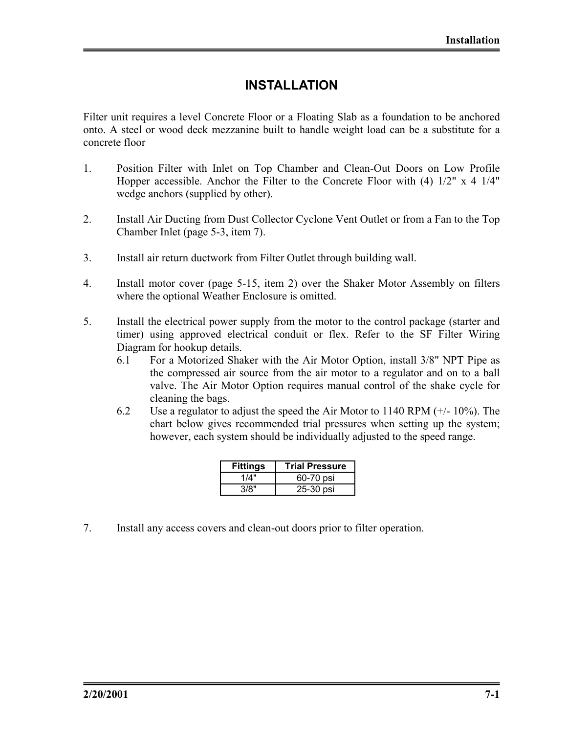# INSTALLATION

Filter unit requires a level Concrete Floor or a Floating Slab as a foundation to be anchored onto. A steel or wood deck mezzanine built to handle weight load can be a substitute for a concrete floor

1. Position Filter with Inlet on Top Chamber and Clean-Out Doors on Low Profile Hopper accessible. Anchor the Filter to the Concrete Floor with (4) 1/2" x 4 1/4" wedge anchors (supplied by other).

2. Install Air Ducting from Dust Collector Cyclone Vent Outlet or from a Fan to the Top Chamber Inlet (page 5-3, item 7).

3. Install air return ductwork from Filter Outlet through building wall.

4. Install motor cover (page 5-15, item 2) over the Shaker Motor Assembly on filters where the optional Weather Enclosure is omitted.

5. Install the electrical power supply from the motor to the control package (starter and timer) using approved electrical conduit or flex. Refer to the SF Filter Wiring Diagram for hookup details.

   6.1 For a Motorized Shaker with the Air Motor Option, install 3/8" NPT Pipe as the compressed air source from the air motor to a regulator and on to a ball valve. The Air Motor Option requires manual control of the shake cycle for cleaning the bags.

   6.2 Use a regulator to adjust the speed the Air Motor to 1140 RPM (+/- 10%). The chart below gives recommended trial pressures when setting up the system; however, each system should be individually adjusted to the speed range.

| Fittings | Trial Pressure |
|---|---|
| 1/4" | 60-70 psi |
| 3/8" | 25-30 psi |

7. Install any access covers and clean-out doors prior to filter operation.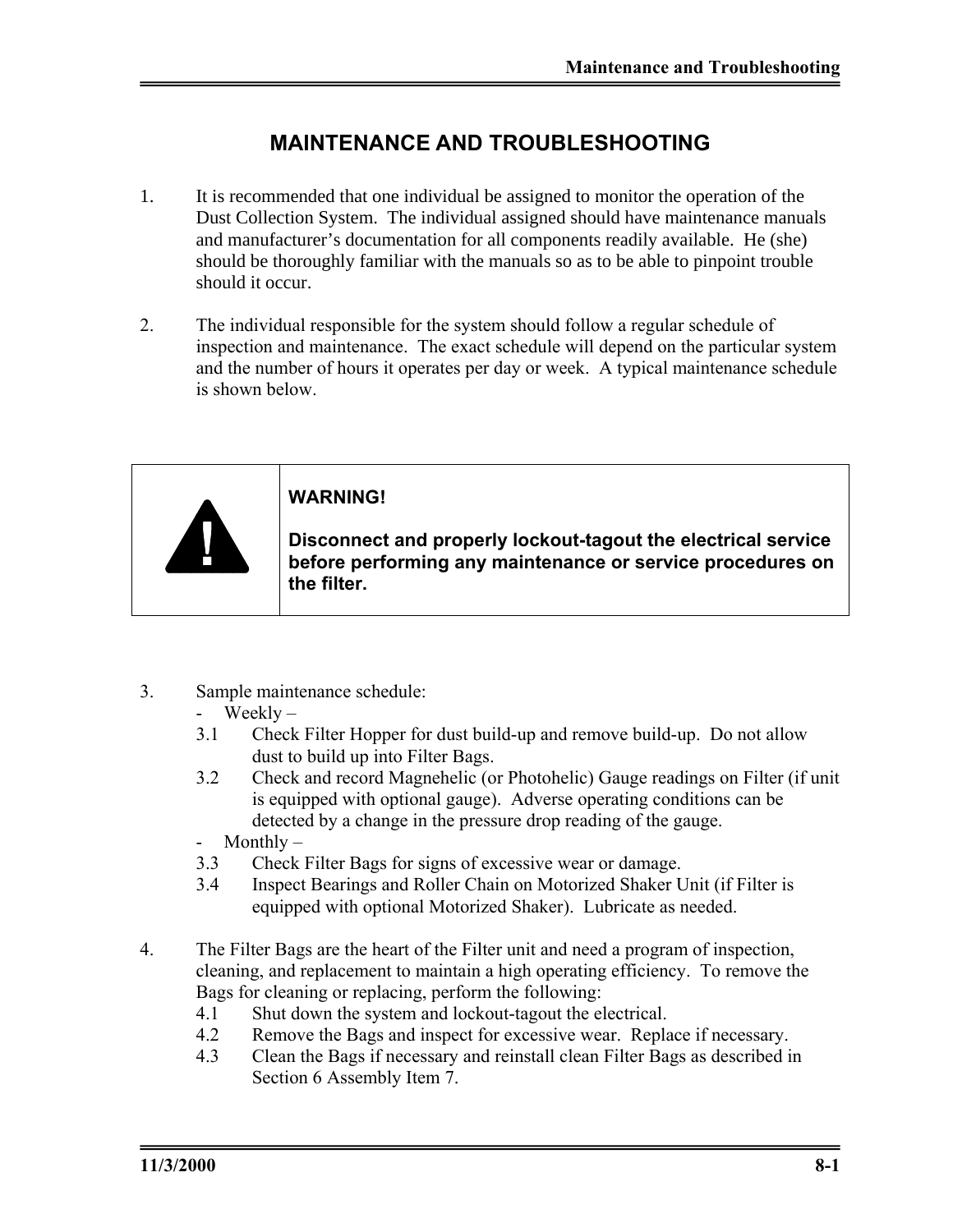# MAINTENANCE AND TROUBLESHOOTING

1. It is recommended that one individual be assigned to monitor the operation of the Dust Collection System. The individual assigned should have maintenance manuals and manufacturer's documentation for all components readily available. He (she) should be thoroughly familiar with the manuals so as to be able to pinpoint trouble should it occur.

2. The individual responsible for the system should follow a regular schedule of inspection and maintenance. The exact schedule will depend on the particular system and the number of hours it operates per day or week. A typical maintenance schedule is shown below.

| | |
|---|---|
| ! | **WARNING!**<br><br>**Disconnect and properly lockout-tagout the electrical service before performing any maintenance or service procedures on the filter.** |

3. Sample maintenance schedule:
   - Weekly –
   
   3.1 Check Filter Hopper for dust build-up and remove build-up. Do not allow dust to build up into Filter Bags.
   
   3.2 Check and record Magnehelic (or Photohelic) Gauge readings on Filter (if unit is equipped with optional gauge). Adverse operating conditions can be detected by a change in the pressure drop reading of the gauge.
   
   - Monthly –
   
   3.3 Check Filter Bags for signs of excessive wear or damage.
   
   3.4 Inspect Bearings and Roller Chain on Motorized Shaker Unit (if Filter is equipped with optional Motorized Shaker). Lubricate as needed.

4. The Filter Bags are the heart of the Filter unit and need a program of inspection, cleaning, and replacement to maintain a high operating efficiency. To remove the Bags for cleaning or replacing, perform the following:

   4.1 Shut down the system and lockout-tagout the electrical.
   
   4.2 Remove the Bags and inspect for excessive wear. Replace if necessary.
   
   4.3 Clean the Bags if necessary and reinstall clean Filter Bags as described in Section 6 Assembly Item 7.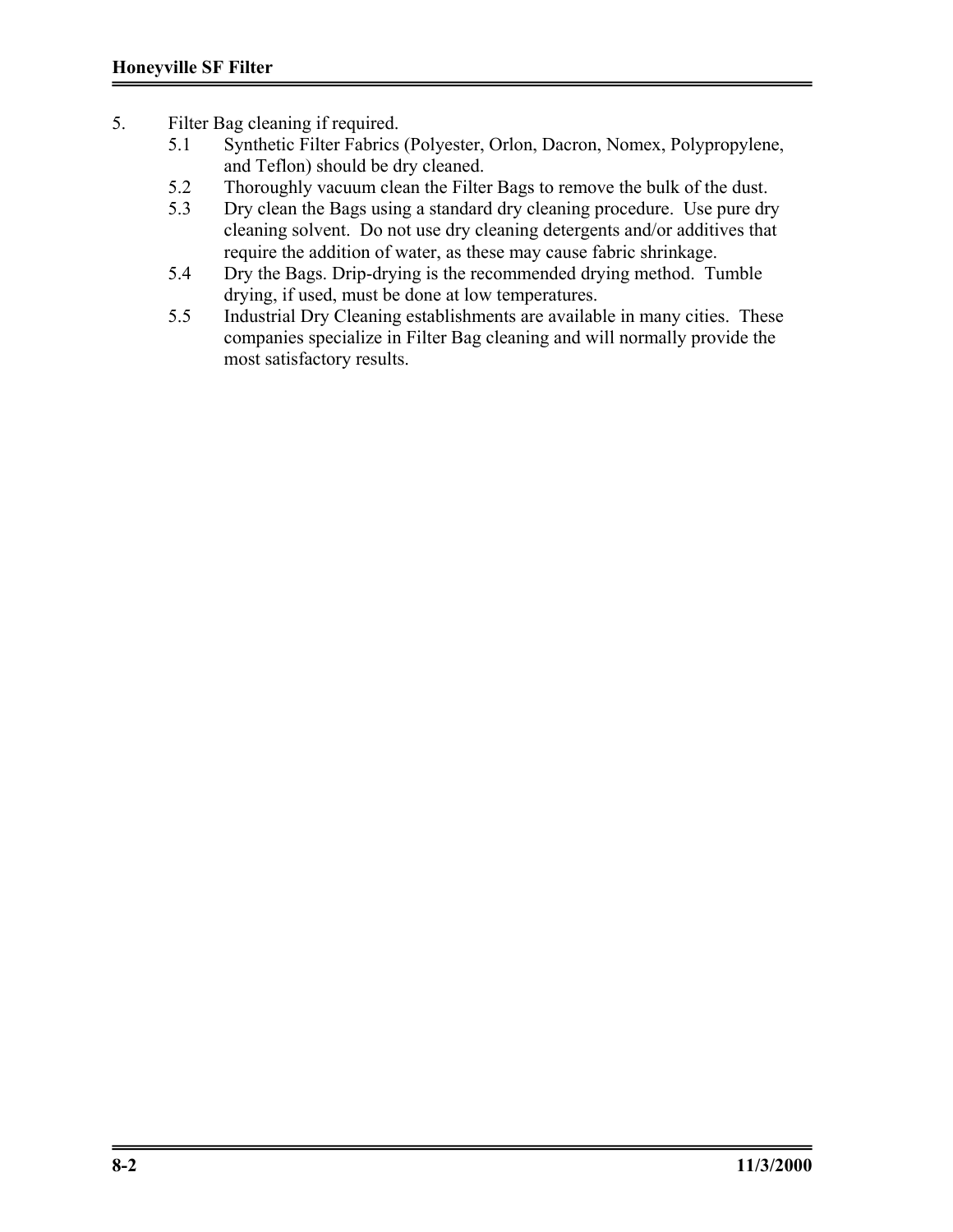5. Filter Bag cleaning if required.
   - 5.1 Synthetic Filter Fabrics (Polyester, Orlon, Dacron, Nomex, Polypropylene, and Teflon) should be dry cleaned.
   - 5.2 Thoroughly vacuum clean the Filter Bags to remove the bulk of the dust.
   - 5.3 Dry clean the Bags using a standard dry cleaning procedure. Use pure dry cleaning solvent. Do not use dry cleaning detergents and/or additives that require the addition of water, as these may cause fabric shrinkage.
   - 5.4 Dry the Bags. Drip-drying is the recommended drying method. Tumble drying, if used, must be done at low temperatures.
   - 5.5 Industrial Dry Cleaning establishments are available in many cities. These companies specialize in Filter Bag cleaning and will normally provide the most satisfactory results.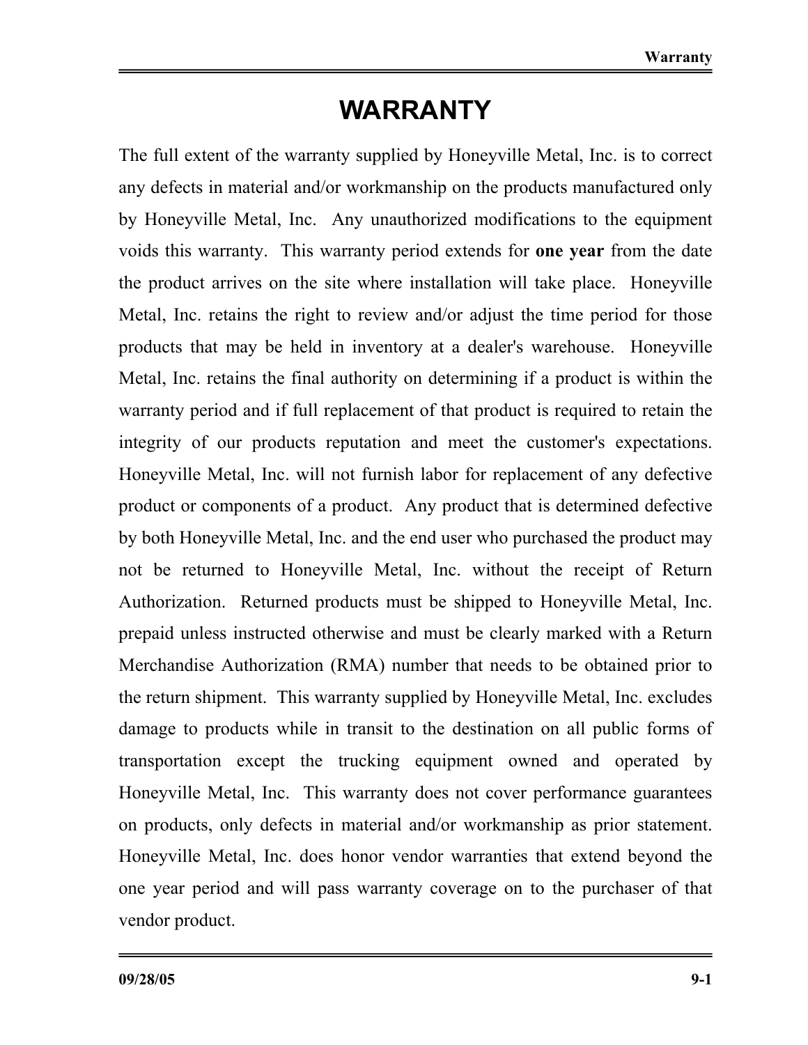# WARRANTY

The full extent of the warranty supplied by Honeyville Metal, Inc. is to correct any defects in material and/or workmanship on the products manufactured only by Honeyville Metal, Inc. Any unauthorized modifications to the equipment voids this warranty. This warranty period extends for **one year** from the date the product arrives on the site where installation will take place. Honeyville Metal, Inc. retains the right to review and/or adjust the time period for those products that may be held in inventory at a dealer's warehouse. Honeyville Metal, Inc. retains the final authority on determining if a product is within the warranty period and if full replacement of that product is required to retain the integrity of our products reputation and meet the customer's expectations. Honeyville Metal, Inc. will not furnish labor for replacement of any defective product or components of a product. Any product that is determined defective by both Honeyville Metal, Inc. and the end user who purchased the product may not be returned to Honeyville Metal, Inc. without the receipt of Return Authorization. Returned products must be shipped to Honeyville Metal, Inc. prepaid unless instructed otherwise and must be clearly marked with a Return Merchandise Authorization (RMA) number that needs to be obtained prior to the return shipment. This warranty supplied by Honeyville Metal, Inc. excludes damage to products while in transit to the destination on all public forms of transportation except the trucking equipment owned and operated by Honeyville Metal, Inc. This warranty does not cover performance guarantees on products, only defects in material and/or workmanship as prior statement. Honeyville Metal, Inc. does honor vendor warranties that extend beyond the one year period and will pass warranty coverage on to the purchaser of that vendor product.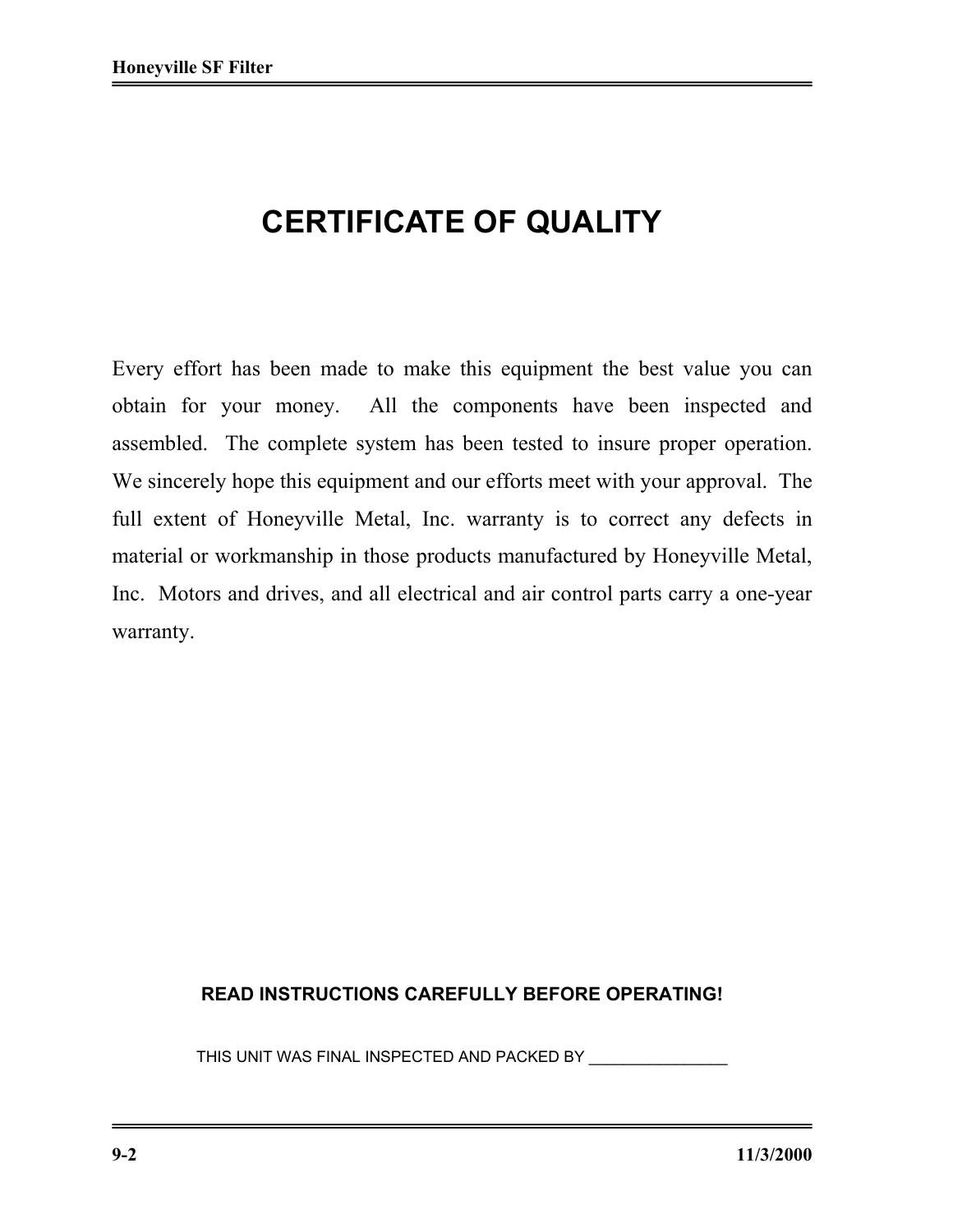# CERTIFICATE OF QUALITY

Every effort has been made to make this equipment the best value you can obtain for your money. All the components have been inspected and assembled. The complete system has been tested to insure proper operation. We sincerely hope this equipment and our efforts meet with your approval. The full extent of Honeyville Metal, Inc. warranty is to correct any defects in material or workmanship in those products manufactured by Honeyville Metal, Inc. Motors and drives, and all electrical and air control parts carry a one-year warranty.

**READ INSTRUCTIONS CAREFULLY BEFORE OPERATING!**

THIS UNIT WAS FINAL INSPECTED AND PACKED BY ________________